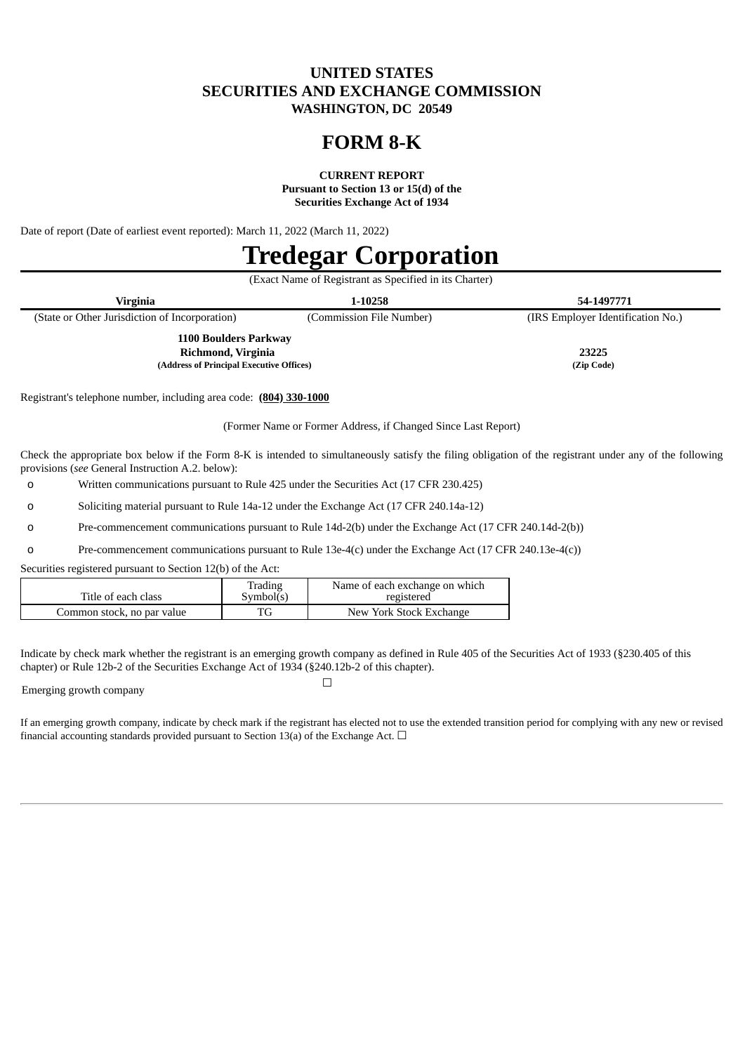# UNITED STATES
# SECURITIES AND EXCHANGE COMMISSION
**WASHINGTON, DC 20549**

# FORM 8-K

**CURRENT REPORT**
**Pursuant to Section 13 or 15(d) of the**
**Securities Exchange Act of 1934**

Date of report (Date of earliest event reported): March 11, 2022 (March 11, 2022)

# Tredegar Corporation

(Exact Name of Registrant as Specified in its Charter)

| **Virginia** | **1-10258** | **54-1497771** |
|---|---|---|
| (State or Other Jurisdiction of Incorporation) | (Commission File Number) | (IRS Employer Identification No.) |

| **1100 Boulders Parkway** | |
|---|---|
| **Richmond, Virginia** | **23225** |
| **(Address of Principal Executive Offices)** | **(Zip Code)** |

Registrant's telephone number, including area code: **(804) 330-1000**

(Former Name or Former Address, if Changed Since Last Report)

Check the appropriate box below if the Form 8-K is intended to simultaneously satisfy the filing obligation of the registrant under any of the following provisions (*see* General Instruction A.2. below):

o Written communications pursuant to Rule 425 under the Securities Act (17 CFR 230.425)

o Soliciting material pursuant to Rule 14a-12 under the Exchange Act (17 CFR 240.14a-12)

o Pre-commencement communications pursuant to Rule 14d-2(b) under the Exchange Act (17 CFR 240.14d-2(b))

o Pre-commencement communications pursuant to Rule 13e-4(c) under the Exchange Act (17 CFR 240.13e-4(c))

Securities registered pursuant to Section 12(b) of the Act:

| Title of each class | Trading Symbol(s) | Name of each exchange on which registered |
|---|---|---|
| Common stock, no par value | TG | New York Stock Exchange |

Indicate by check mark whether the registrant is an emerging growth company as defined in Rule 405 of the Securities Act of 1933 (§230.405 of this chapter) or Rule 12b-2 of the Securities Exchange Act of 1934 (§240.12b-2 of this chapter).

Emerging growth company ☐

If an emerging growth company, indicate by check mark if the registrant has elected not to use the extended transition period for complying with any new or revised financial accounting standards provided pursuant to Section 13(a) of the Exchange Act. ☐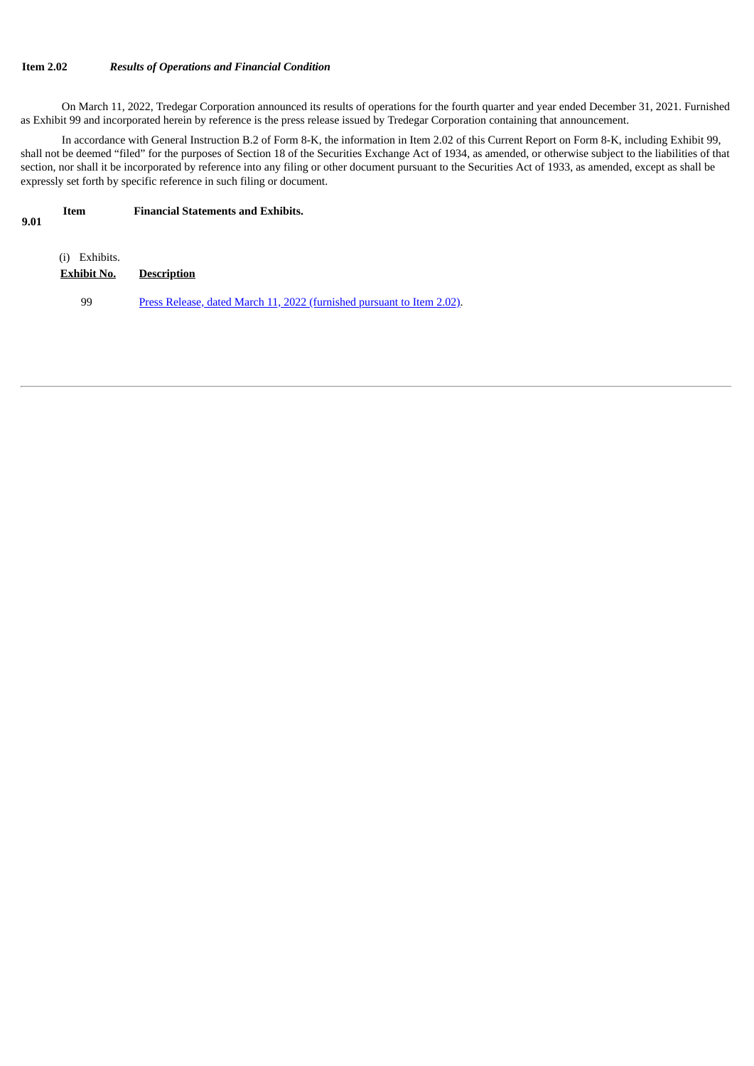**Item 2.02** ***Results of Operations and Financial Condition***

On March 11, 2022, Tredegar Corporation announced its results of operations for the fourth quarter and year ended December 31, 2021. Furnished as Exhibit 99 and incorporated herein by reference is the press release issued by Tredegar Corporation containing that announcement.

In accordance with General Instruction B.2 of Form 8-K, the information in Item 2.02 of this Current Report on Form 8-K, including Exhibit 99, shall not be deemed "filed" for the purposes of Section 18 of the Securities Exchange Act of 1934, as amended, or otherwise subject to the liabilities of that section, nor shall it be incorporated by reference into any filing or other document pursuant to the Securities Act of 1933, as amended, except as shall be expressly set forth by specific reference in such filing or document.

**Item 9.01** **Financial Statements and Exhibits.**

(i) Exhibits.

| Exhibit No. | Description |
|---|---|
| 99 | Press Release, dated March 11, 2022 (furnished pursuant to Item 2.02). |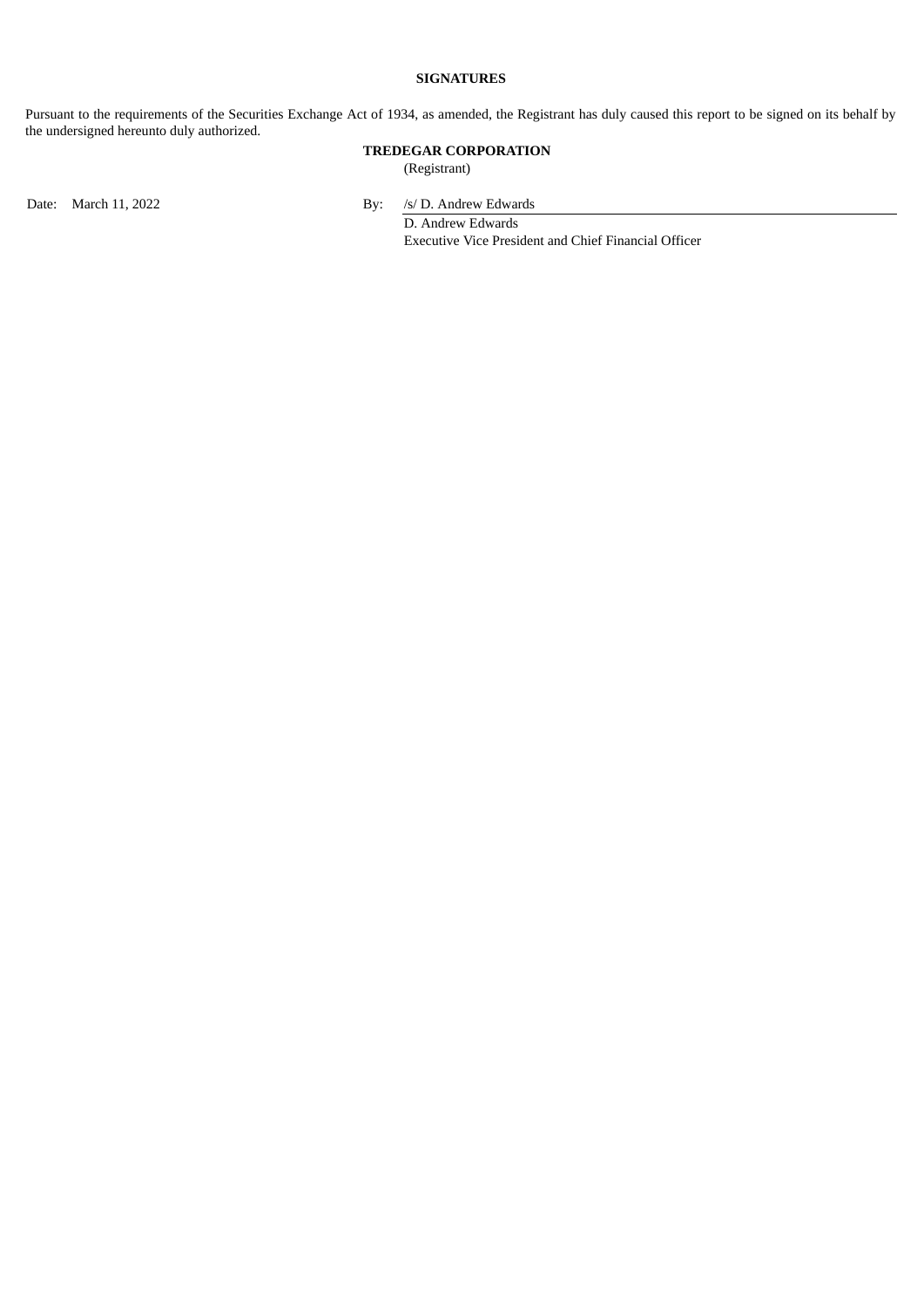**SIGNATURES**

Pursuant to the requirements of the Securities Exchange Act of 1934, as amended, the Registrant has duly caused this report to be signed on its behalf by the undersigned hereunto duly authorized.

**TREDEGAR CORPORATION**
(Registrant)

Date: March 11, 2022

By: /s/ D. Andrew Edwards
D. Andrew Edwards
Executive Vice President and Chief Financial Officer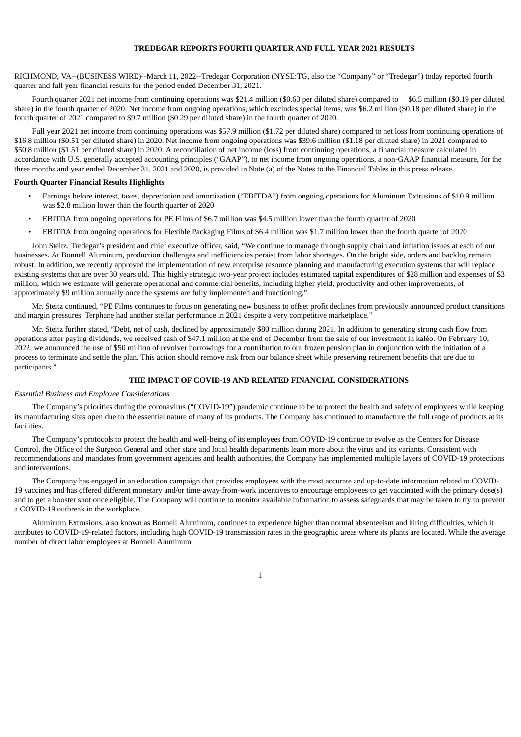# TREDEGAR REPORTS FOURTH QUARTER AND FULL YEAR 2021 RESULTS

RICHMOND, VA--(BUSINESS WIRE)--March 11, 2022--Tredegar Corporation (NYSE:TG, also the "Company" or "Tredegar") today reported fourth quarter and full year financial results for the period ended December 31, 2021.

Fourth quarter 2021 net income from continuing operations was $21.4 million ($0.63 per diluted share) compared to $6.5 million ($0.19 per diluted share) in the fourth quarter of 2020. Net income from ongoing operations, which excludes special items, was $6.2 million ($0.18 per diluted share) in the fourth quarter of 2021 compared to $9.7 million ($0.29 per diluted share) in the fourth quarter of 2020.

Full year 2021 net income from continuing operations was $57.9 million ($1.72 per diluted share) compared to net loss from continuing operations of $16.8 million ($0.51 per diluted share) in 2020. Net income from ongoing operations was $39.6 million ($1.18 per diluted share) in 2021 compared to $50.8 million ($1.51 per diluted share) in 2020. A reconciliation of net income (loss) from continuing operations, a financial measure calculated in accordance with U.S. generally accepted accounting principles ("GAAP"), to net income from ongoing operations, a non-GAAP financial measure, for the three months and year ended December 31, 2021 and 2020, is provided in Note (a) of the Notes to the Financial Tables in this press release.

**Fourth Quarter Financial Results Highlights**

- Earnings before interest, taxes, depreciation and amortization ("EBITDA") from ongoing operations for Aluminum Extrusions of $10.9 million was $2.8 million lower than the fourth quarter of 2020
- EBITDA from ongoing operations for PE Films of $6.7 million was $4.5 million lower than the fourth quarter of 2020
- EBITDA from ongoing operations for Flexible Packaging Films of $6.4 million was $1.7 million lower than the fourth quarter of 2020

John Steitz, Tredegar's president and chief executive officer, said, "We continue to manage through supply chain and inflation issues at each of our businesses. At Bonnell Aluminum, production challenges and inefficiencies persist from labor shortages. On the bright side, orders and backlog remain robust. In addition, we recently approved the implementation of new enterprise resource planning and manufacturing execution systems that will replace existing systems that are over 30 years old. This highly strategic two-year project includes estimated capital expenditures of $28 million and expenses of $3 million, which we estimate will generate operational and commercial benefits, including higher yield, productivity and other improvements, of approximately $9 million annually once the systems are fully implemented and functioning."

Mr. Steitz continued, "PE Films continues to focus on generating new business to offset profit declines from previously announced product transitions and margin pressures. Terphane had another stellar performance in 2021 despite a very competitive marketplace."

Mr. Steitz further stated, "Debt, net of cash, declined by approximately $80 million during 2021. In addition to generating strong cash flow from operations after paying dividends, we received cash of $47.1 million at the end of December from the sale of our investment in kaléo. On February 10, 2022, we announced the use of $50 million of revolver borrowings for a contribution to our frozen pension plan in conjunction with the initiation of a process to terminate and settle the plan. This action should remove risk from our balance sheet while preserving retirement benefits that are due to participants."

## THE IMPACT OF COVID-19 AND RELATED FINANCIAL CONSIDERATIONS

*Essential Business and Employee Considerations*

The Company's priorities during the coronavirus ("COVID-19") pandemic continue to be to protect the health and safety of employees while keeping its manufacturing sites open due to the essential nature of many of its products. The Company has continued to manufacture the full range of products at its facilities.

The Company's protocols to protect the health and well-being of its employees from COVID-19 continue to evolve as the Centers for Disease Control, the Office of the Surgeon General and other state and local health departments learn more about the virus and its variants. Consistent with recommendations and mandates from government agencies and health authorities, the Company has implemented multiple layers of COVID-19 protections and interventions.

The Company has engaged in an education campaign that provides employees with the most accurate and up-to-date information related to COVID-19 vaccines and has offered different monetary and/or time-away-from-work incentives to encourage employees to get vaccinated with the primary dose(s) and to get a booster shot once eligible. The Company will continue to monitor available information to assess safeguards that may be taken to try to prevent a COVID-19 outbreak in the workplace.

Aluminum Extrusions, also known as Bonnell Aluminum, continues to experience higher than normal absenteeism and hiring difficulties, which it attributes to COVID-19-related factors, including high COVID-19 transmission rates in the geographic areas where its plants are located. While the average number of direct labor employees at Bonnell Aluminum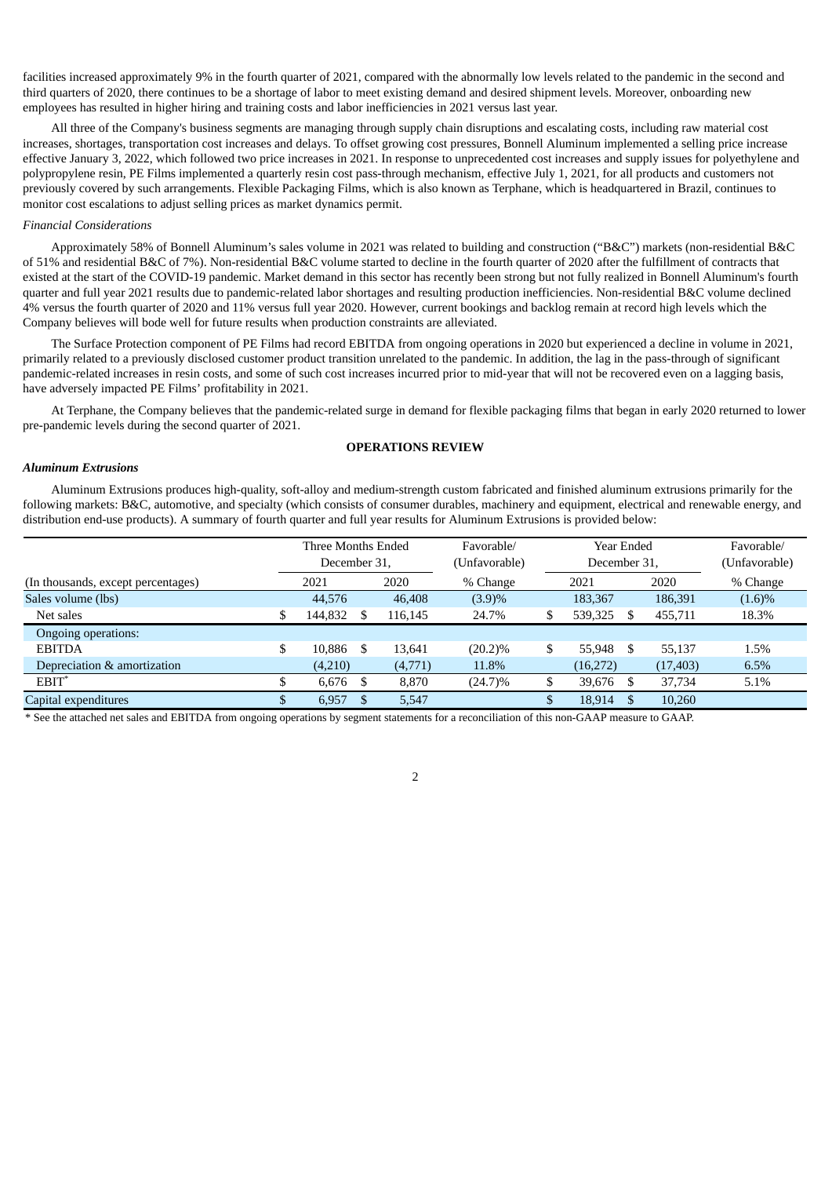facilities increased approximately 9% in the fourth quarter of 2021, compared with the abnormally low levels related to the pandemic in the second and third quarters of 2020, there continues to be a shortage of labor to meet existing demand and desired shipment levels. Moreover, onboarding new employees has resulted in higher hiring and training costs and labor inefficiencies in 2021 versus last year.

All three of the Company's business segments are managing through supply chain disruptions and escalating costs, including raw material cost increases, shortages, transportation cost increases and delays. To offset growing cost pressures, Bonnell Aluminum implemented a selling price increase effective January 3, 2022, which followed two price increases in 2021. In response to unprecedented cost increases and supply issues for polyethylene and polypropylene resin, PE Films implemented a quarterly resin cost pass-through mechanism, effective July 1, 2021, for all products and customers not previously covered by such arrangements. Flexible Packaging Films, which is also known as Terphane, which is headquartered in Brazil, continues to monitor cost escalations to adjust selling prices as market dynamics permit.

*Financial Considerations*

Approximately 58% of Bonnell Aluminum's sales volume in 2021 was related to building and construction ("B&C") markets (non-residential B&C of 51% and residential B&C of 7%). Non-residential B&C volume started to decline in the fourth quarter of 2020 after the fulfillment of contracts that existed at the start of the COVID-19 pandemic. Market demand in this sector has recently been strong but not fully realized in Bonnell Aluminum's fourth quarter and full year 2021 results due to pandemic-related labor shortages and resulting production inefficiencies. Non-residential B&C volume declined 4% versus the fourth quarter of 2020 and 11% versus full year 2020. However, current bookings and backlog remain at record high levels which the Company believes will bode well for future results when production constraints are alleviated.

The Surface Protection component of PE Films had record EBITDA from ongoing operations in 2020 but experienced a decline in volume in 2021, primarily related to a previously disclosed customer product transition unrelated to the pandemic. In addition, the lag in the pass-through of significant pandemic-related increases in resin costs, and some of such cost increases incurred prior to mid-year that will not be recovered even on a lagging basis, have adversely impacted PE Films' profitability in 2021.

At Terphane, the Company believes that the pandemic-related surge in demand for flexible packaging films that began in early 2020 returned to lower pre-pandemic levels during the second quarter of 2021.

## OPERATIONS REVIEW

***Aluminum Extrusions***

Aluminum Extrusions produces high-quality, soft-alloy and medium-strength custom fabricated and finished aluminum extrusions primarily for the following markets: B&C, automotive, and specialty (which consists of consumer durables, machinery and equipment, electrical and renewable energy, and distribution end-use products). A summary of fourth quarter and full year results for Aluminum Extrusions is provided below:

| | Three Months Ended December 31, | | Favorable/ (Unfavorable) | Year Ended December 31, | | Favorable/ (Unfavorable) |
|---|---|---|---|---|---|---|
| (In thousands, except percentages) | 2021 | 2020 | % Change | 2021 | 2020 | % Change |
| Sales volume (lbs) | 44,576 | 46,408 | (3.9)% | 183,367 | 186,391 | (1.6)% |
| Net sales | $ 144,832 | $ 116,145 | 24.7% | $ 539,325 | $ 455,711 | 18.3% |
| Ongoing operations: | | | | | | |
| EBITDA | $ 10,886 | $ 13,641 | (20.2)% | $ 55,948 | $ 55,137 | 1.5% |
| Depreciation & amortization | (4,210) | (4,771) | 11.8% | (16,272) | (17,403) | 6.5% |
| EBIT* | $ 6,676 | $ 8,870 | (24.7)% | $ 39,676 | $ 37,734 | 5.1% |
| Capital expenditures | $ 6,957 | $ 5,547 | | $ 18,914 | $ 10,260 | |

* See the attached net sales and EBITDA from ongoing operations by segment statements for a reconciliation of this non-GAAP measure to GAAP.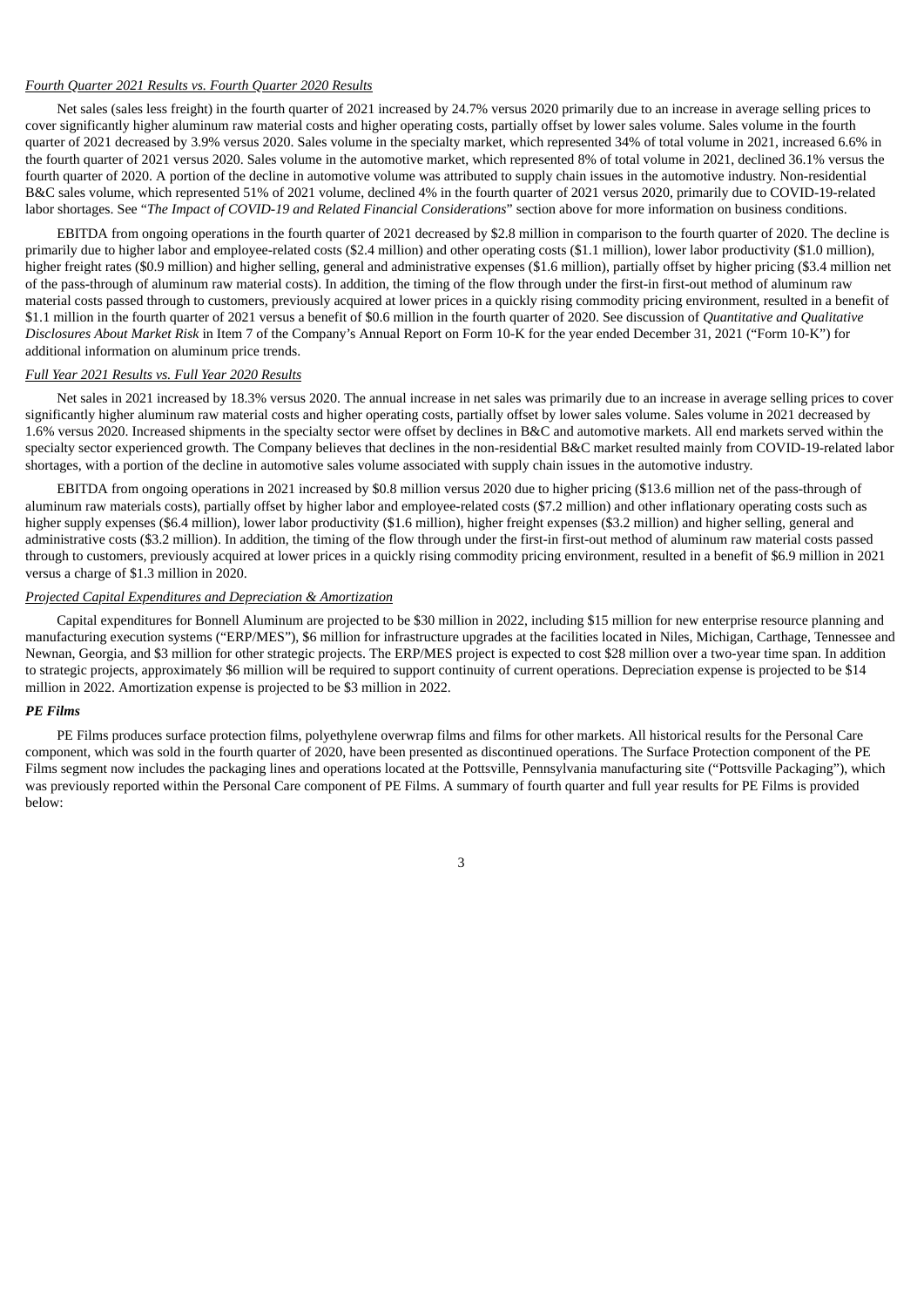*Fourth Quarter 2021 Results vs. Fourth Quarter 2020 Results*

Net sales (sales less freight) in the fourth quarter of 2021 increased by 24.7% versus 2020 primarily due to an increase in average selling prices to cover significantly higher aluminum raw material costs and higher operating costs, partially offset by lower sales volume. Sales volume in the fourth quarter of 2021 decreased by 3.9% versus 2020. Sales volume in the specialty market, which represented 34% of total volume in 2021, increased 6.6% in the fourth quarter of 2021 versus 2020. Sales volume in the automotive market, which represented 8% of total volume in 2021, declined 36.1% versus the fourth quarter of 2020. A portion of the decline in automotive volume was attributed to supply chain issues in the automotive industry. Non-residential B&C sales volume, which represented 51% of 2021 volume, declined 4% in the fourth quarter of 2021 versus 2020, primarily due to COVID-19-related labor shortages. See "*The Impact of COVID-19 and Related Financial Considerations*" section above for more information on business conditions.

EBITDA from ongoing operations in the fourth quarter of 2021 decreased by $2.8 million in comparison to the fourth quarter of 2020. The decline is primarily due to higher labor and employee-related costs ($2.4 million) and other operating costs ($1.1 million), lower labor productivity ($1.0 million), higher freight rates ($0.9 million) and higher selling, general and administrative expenses ($1.6 million), partially offset by higher pricing ($3.4 million net of the pass-through of aluminum raw material costs). In addition, the timing of the flow through under the first-in first-out method of aluminum raw material costs passed through to customers, previously acquired at lower prices in a quickly rising commodity pricing environment, resulted in a benefit of $1.1 million in the fourth quarter of 2021 versus a benefit of $0.6 million in the fourth quarter of 2020. See discussion of *Quantitative and Qualitative Disclosures About Market Risk* in Item 7 of the Company's Annual Report on Form 10-K for the year ended December 31, 2021 ("Form 10-K") for additional information on aluminum price trends.

*Full Year 2021 Results vs. Full Year 2020 Results*

Net sales in 2021 increased by 18.3% versus 2020. The annual increase in net sales was primarily due to an increase in average selling prices to cover significantly higher aluminum raw material costs and higher operating costs, partially offset by lower sales volume. Sales volume in 2021 decreased by 1.6% versus 2020. Increased shipments in the specialty sector were offset by declines in B&C and automotive markets. All end markets served within the specialty sector experienced growth. The Company believes that declines in the non-residential B&C market resulted mainly from COVID-19-related labor shortages, with a portion of the decline in automotive sales volume associated with supply chain issues in the automotive industry.

EBITDA from ongoing operations in 2021 increased by $0.8 million versus 2020 due to higher pricing ($13.6 million net of the pass-through of aluminum raw materials costs), partially offset by higher labor and employee-related costs ($7.2 million) and other inflationary operating costs such as higher supply expenses ($6.4 million), lower labor productivity ($1.6 million), higher freight expenses ($3.2 million) and higher selling, general and administrative costs ($3.2 million). In addition, the timing of the flow through under the first-in first-out method of aluminum raw material costs passed through to customers, previously acquired at lower prices in a quickly rising commodity pricing environment, resulted in a benefit of $6.9 million in 2021 versus a charge of $1.3 million in 2020.

*Projected Capital Expenditures and Depreciation & Amortization*

Capital expenditures for Bonnell Aluminum are projected to be $30 million in 2022, including $15 million for new enterprise resource planning and manufacturing execution systems ("ERP/MES"), $6 million for infrastructure upgrades at the facilities located in Niles, Michigan, Carthage, Tennessee and Newnan, Georgia, and $3 million for other strategic projects. The ERP/MES project is expected to cost $28 million over a two-year time span. In addition to strategic projects, approximately $6 million will be required to support continuity of current operations. Depreciation expense is projected to be $14 million in 2022. Amortization expense is projected to be $3 million in 2022.

***PE Films***

PE Films produces surface protection films, polyethylene overwrap films and films for other markets. All historical results for the Personal Care component, which was sold in the fourth quarter of 2020, have been presented as discontinued operations. The Surface Protection component of the PE Films segment now includes the packaging lines and operations located at the Pottsville, Pennsylvania manufacturing site ("Pottsville Packaging"), which was previously reported within the Personal Care component of PE Films. A summary of fourth quarter and full year results for PE Films is provided below: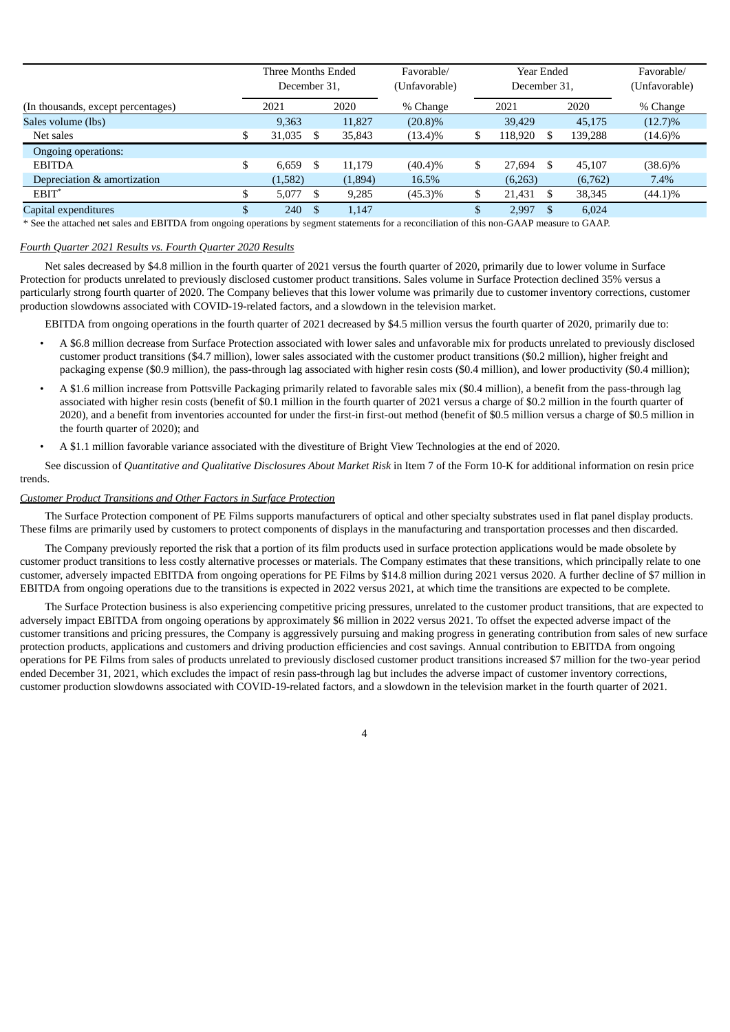| (In thousands, except percentages) | Three Months Ended December 31, | | Favorable/ (Unfavorable) | Year Ended December 31, | | Favorable/ (Unfavorable) |
|---|---|---|---|---|---|---|
| | 2021 | 2020 | % Change | 2021 | 2020 | % Change |
| Sales volume (lbs) | 9,363 | 11,827 | (20.8)% | 39,429 | 45,175 | (12.7)% |
| Net sales | $ 31,035 | $ 35,843 | (13.4)% | $ 118,920 | $ 139,288 | (14.6)% |
| Ongoing operations: | | | | | | |
| EBITDA | $ 6,659 | $ 11,179 | (40.4)% | $ 27,694 | $ 45,107 | (38.6)% |
| Depreciation & amortization | (1,582) | (1,894) | 16.5% | (6,263) | (6,762) | 7.4% |
| EBIT* | $ 5,077 | $ 9,285 | (45.3)% | $ 21,431 | $ 38,345 | (44.1)% |
| Capital expenditures | $ 240 | $ 1,147 | | $ 2,997 | $ 6,024 | |

* See the attached net sales and EBITDA from ongoing operations by segment statements for a reconciliation of this non-GAAP measure to GAAP.

*Fourth Quarter 2021 Results vs. Fourth Quarter 2020 Results*

Net sales decreased by $4.8 million in the fourth quarter of 2021 versus the fourth quarter of 2020, primarily due to lower volume in Surface Protection for products unrelated to previously disclosed customer product transitions. Sales volume in Surface Protection declined 35% versus a particularly strong fourth quarter of 2020. The Company believes that this lower volume was primarily due to customer inventory corrections, customer production slowdowns associated with COVID-19-related factors, and a slowdown in the television market.

EBITDA from ongoing operations in the fourth quarter of 2021 decreased by $4.5 million versus the fourth quarter of 2020, primarily due to:

- A $6.8 million decrease from Surface Protection associated with lower sales and unfavorable mix for products unrelated to previously disclosed customer product transitions ($4.7 million), lower sales associated with the customer product transitions ($0.2 million), higher freight and packaging expense ($0.9 million), the pass-through lag associated with higher resin costs ($0.4 million), and lower productivity ($0.4 million);
- A $1.6 million increase from Pottsville Packaging primarily related to favorable sales mix ($0.4 million), a benefit from the pass-through lag associated with higher resin costs (benefit of $0.1 million in the fourth quarter of 2021 versus a charge of $0.2 million in the fourth quarter of 2020), and a benefit from inventories accounted for under the first-in first-out method (benefit of $0.5 million versus a charge of $0.5 million in the fourth quarter of 2020); and
- A $1.1 million favorable variance associated with the divestiture of Bright View Technologies at the end of 2020.

See discussion of *Quantitative and Qualitative Disclosures About Market Risk* in Item 7 of the Form 10-K for additional information on resin price trends.

*Customer Product Transitions and Other Factors in Surface Protection*

The Surface Protection component of PE Films supports manufacturers of optical and other specialty substrates used in flat panel display products. These films are primarily used by customers to protect components of displays in the manufacturing and transportation processes and then discarded.

The Company previously reported the risk that a portion of its film products used in surface protection applications would be made obsolete by customer product transitions to less costly alternative processes or materials. The Company estimates that these transitions, which principally relate to one customer, adversely impacted EBITDA from ongoing operations for PE Films by $14.8 million during 2021 versus 2020. A further decline of $7 million in EBITDA from ongoing operations due to the transitions is expected in 2022 versus 2021, at which time the transitions are expected to be complete.

The Surface Protection business is also experiencing competitive pricing pressures, unrelated to the customer product transitions, that are expected to adversely impact EBITDA from ongoing operations by approximately $6 million in 2022 versus 2021. To offset the expected adverse impact of the customer transitions and pricing pressures, the Company is aggressively pursuing and making progress in generating contribution from sales of new surface protection products, applications and customers and driving production efficiencies and cost savings. Annual contribution to EBITDA from ongoing operations for PE Films from sales of products unrelated to previously disclosed customer product transitions increased $7 million for the two-year period ended December 31, 2021, which excludes the impact of resin pass-through lag but includes the adverse impact of customer inventory corrections, customer production slowdowns associated with COVID-19-related factors, and a slowdown in the television market in the fourth quarter of 2021.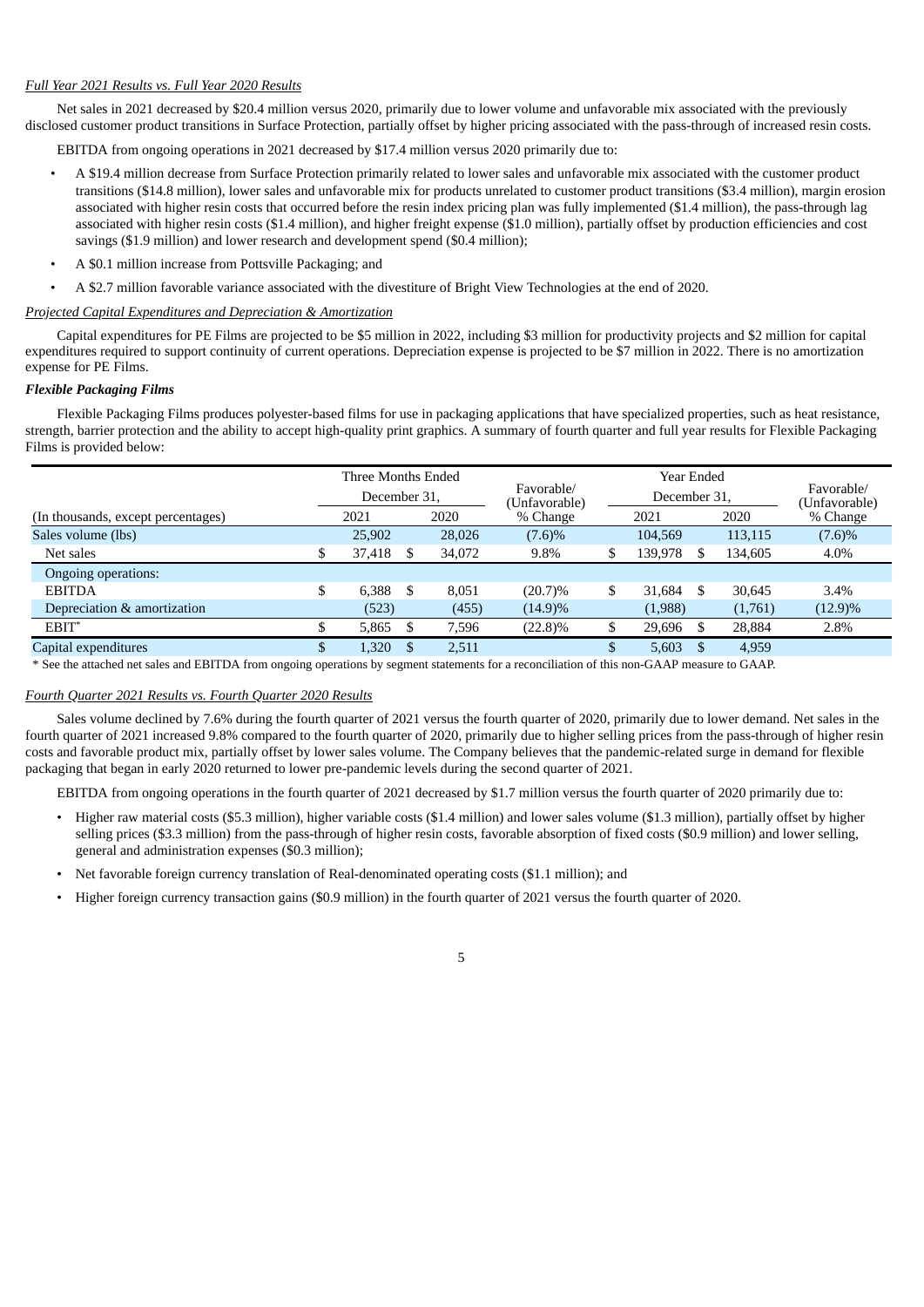*Full Year 2021 Results vs. Full Year 2020 Results*

Net sales in 2021 decreased by $20.4 million versus 2020, primarily due to lower volume and unfavorable mix associated with the previously disclosed customer product transitions in Surface Protection, partially offset by higher pricing associated with the pass-through of increased resin costs.

EBITDA from ongoing operations in 2021 decreased by $17.4 million versus 2020 primarily due to:

- A $19.4 million decrease from Surface Protection primarily related to lower sales and unfavorable mix associated with the customer product transitions ($14.8 million), lower sales and unfavorable mix for products unrelated to customer product transitions ($3.4 million), margin erosion associated with higher resin costs that occurred before the resin index pricing plan was fully implemented ($1.4 million), the pass-through lag associated with higher resin costs ($1.4 million), and higher freight expense ($1.0 million), partially offset by production efficiencies and cost savings ($1.9 million) and lower research and development spend ($0.4 million);
- A $0.1 million increase from Pottsville Packaging; and
- A $2.7 million favorable variance associated with the divestiture of Bright View Technologies at the end of 2020.

*Projected Capital Expenditures and Depreciation & Amortization*

Capital expenditures for PE Films are projected to be $5 million in 2022, including $3 million for productivity projects and $2 million for capital expenditures required to support continuity of current operations. Depreciation expense is projected to be $7 million in 2022. There is no amortization expense for PE Films.

***Flexible Packaging Films***

Flexible Packaging Films produces polyester-based films for use in packaging applications that have specialized properties, such as heat resistance, strength, barrier protection and the ability to accept high-quality print graphics. A summary of fourth quarter and full year results for Flexible Packaging Films is provided below:

| | Three Months Ended December 31, | | Favorable/ (Unfavorable) | Year Ended December 31, | | Favorable/ (Unfavorable) |
|---|---|---|---|---|---|---|
| (In thousands, except percentages) | 2021 | 2020 | % Change | 2021 | 2020 | % Change |
| Sales volume (lbs) | 25,902 | 28,026 | (7.6)% | 104,569 | 113,115 | (7.6)% |
| Net sales | $ 37,418 | $ 34,072 | 9.8% | $ 139,978 | $ 134,605 | 4.0% |
| Ongoing operations: | | | | | | |
| EBITDA | $ 6,388 | $ 8,051 | (20.7)% | $ 31,684 | $ 30,645 | 3.4% |
| Depreciation & amortization | (523) | (455) | (14.9)% | (1,988) | (1,761) | (12.9)% |
| EBIT* | $ 5,865 | $ 7,596 | (22.8)% | $ 29,696 | $ 28,884 | 2.8% |
| Capital expenditures | $ 1,320 | $ 2,511 | | $ 5,603 | $ 4,959 | |

\* See the attached net sales and EBITDA from ongoing operations by segment statements for a reconciliation of this non-GAAP measure to GAAP.

*Fourth Quarter 2021 Results vs. Fourth Quarter 2020 Results*

Sales volume declined by 7.6% during the fourth quarter of 2021 versus the fourth quarter of 2020, primarily due to lower demand. Net sales in the fourth quarter of 2021 increased 9.8% compared to the fourth quarter of 2020, primarily due to higher selling prices from the pass-through of higher resin costs and favorable product mix, partially offset by lower sales volume. The Company believes that the pandemic-related surge in demand for flexible packaging that began in early 2020 returned to lower pre-pandemic levels during the second quarter of 2021.

EBITDA from ongoing operations in the fourth quarter of 2021 decreased by $1.7 million versus the fourth quarter of 2020 primarily due to:

- Higher raw material costs ($5.3 million), higher variable costs ($1.4 million) and lower sales volume ($1.3 million), partially offset by higher selling prices ($3.3 million) from the pass-through of higher resin costs, favorable absorption of fixed costs ($0.9 million) and lower selling, general and administration expenses ($0.3 million);
- Net favorable foreign currency translation of Real-denominated operating costs ($1.1 million); and
- Higher foreign currency transaction gains ($0.9 million) in the fourth quarter of 2021 versus the fourth quarter of 2020.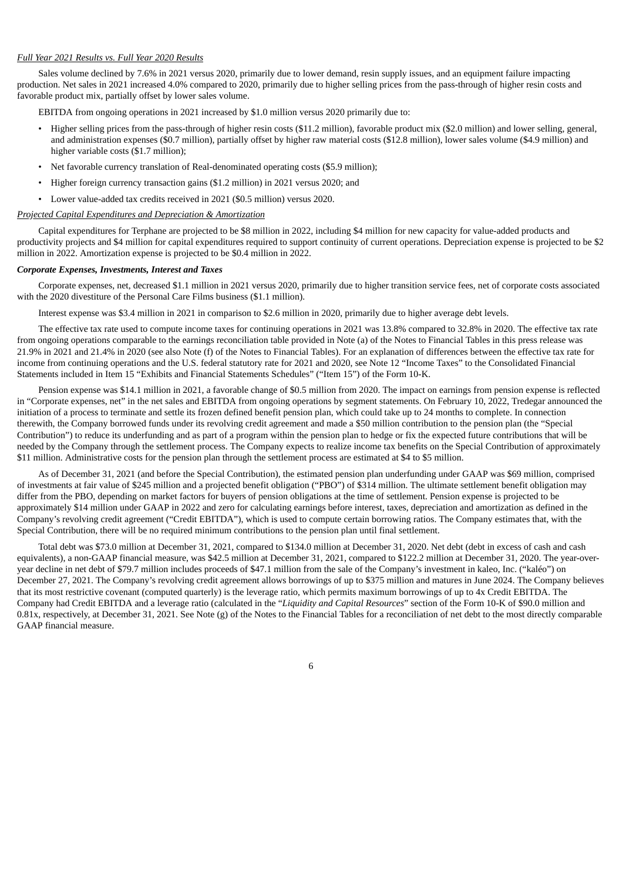*Full Year 2021 Results vs. Full Year 2020 Results*

Sales volume declined by 7.6% in 2021 versus 2020, primarily due to lower demand, resin supply issues, and an equipment failure impacting production. Net sales in 2021 increased 4.0% compared to 2020, primarily due to higher selling prices from the pass-through of higher resin costs and favorable product mix, partially offset by lower sales volume.

EBITDA from ongoing operations in 2021 increased by $1.0 million versus 2020 primarily due to:

- Higher selling prices from the pass-through of higher resin costs ($11.2 million), favorable product mix ($2.0 million) and lower selling, general, and administration expenses ($0.7 million), partially offset by higher raw material costs ($12.8 million), lower sales volume ($4.9 million) and higher variable costs ($1.7 million);
- Net favorable currency translation of Real-denominated operating costs ($5.9 million);
- Higher foreign currency transaction gains ($1.2 million) in 2021 versus 2020; and
- Lower value-added tax credits received in 2021 ($0.5 million) versus 2020.

*Projected Capital Expenditures and Depreciation & Amortization*

Capital expenditures for Terphane are projected to be $8 million in 2022, including $4 million for new capacity for value-added products and productivity projects and $4 million for capital expenditures required to support continuity of current operations. Depreciation expense is projected to be $2 million in 2022. Amortization expense is projected to be $0.4 million in 2022.

***Corporate Expenses, Investments, Interest and Taxes***

Corporate expenses, net, decreased $1.1 million in 2021 versus 2020, primarily due to higher transition service fees, net of corporate costs associated with the 2020 divestiture of the Personal Care Films business ($1.1 million).

Interest expense was $3.4 million in 2021 in comparison to $2.6 million in 2020, primarily due to higher average debt levels.

The effective tax rate used to compute income taxes for continuing operations in 2021 was 13.8% compared to 32.8% in 2020. The effective tax rate from ongoing operations comparable to the earnings reconciliation table provided in Note (a) of the Notes to Financial Tables in this press release was 21.9% in 2021 and 21.4% in 2020 (see also Note (f) of the Notes to Financial Tables). For an explanation of differences between the effective tax rate for income from continuing operations and the U.S. federal statutory rate for 2021 and 2020, see Note 12 "Income Taxes" to the Consolidated Financial Statements included in Item 15 "Exhibits and Financial Statements Schedules" ("Item 15") of the Form 10-K.

Pension expense was $14.1 million in 2021, a favorable change of $0.5 million from 2020. The impact on earnings from pension expense is reflected in "Corporate expenses, net" in the net sales and EBITDA from ongoing operations by segment statements. On February 10, 2022, Tredegar announced the initiation of a process to terminate and settle its frozen defined benefit pension plan, which could take up to 24 months to complete. In connection therewith, the Company borrowed funds under its revolving credit agreement and made a $50 million contribution to the pension plan (the "Special Contribution") to reduce its underfunding and as part of a program within the pension plan to hedge or fix the expected future contributions that will be needed by the Company through the settlement process. The Company expects to realize income tax benefits on the Special Contribution of approximately $11 million. Administrative costs for the pension plan through the settlement process are estimated at $4 to $5 million.

As of December 31, 2021 (and before the Special Contribution), the estimated pension plan underfunding under GAAP was $69 million, comprised of investments at fair value of $245 million and a projected benefit obligation ("PBO") of $314 million. The ultimate settlement benefit obligation may differ from the PBO, depending on market factors for buyers of pension obligations at the time of settlement. Pension expense is projected to be approximately $14 million under GAAP in 2022 and zero for calculating earnings before interest, taxes, depreciation and amortization as defined in the Company's revolving credit agreement ("Credit EBITDA"), which is used to compute certain borrowing ratios. The Company estimates that, with the Special Contribution, there will be no required minimum contributions to the pension plan until final settlement.

Total debt was $73.0 million at December 31, 2021, compared to $134.0 million at December 31, 2020. Net debt (debt in excess of cash and cash equivalents), a non-GAAP financial measure, was $42.5 million at December 31, 2021, compared to $122.2 million at December 31, 2020. The year-over-year decline in net debt of $79.7 million includes proceeds of $47.1 million from the sale of the Company's investment in kaleo, Inc. ("kaléo") on December 27, 2021. The Company's revolving credit agreement allows borrowings of up to $375 million and matures in June 2024. The Company believes that its most restrictive covenant (computed quarterly) is the leverage ratio, which permits maximum borrowings of up to 4x Credit EBITDA. The Company had Credit EBITDA and a leverage ratio (calculated in the "*Liquidity and Capital Resources*" section of the Form 10-K of $90.0 million and 0.81x, respectively, at December 31, 2021. See Note (g) of the Notes to the Financial Tables for a reconciliation of net debt to the most directly comparable GAAP financial measure.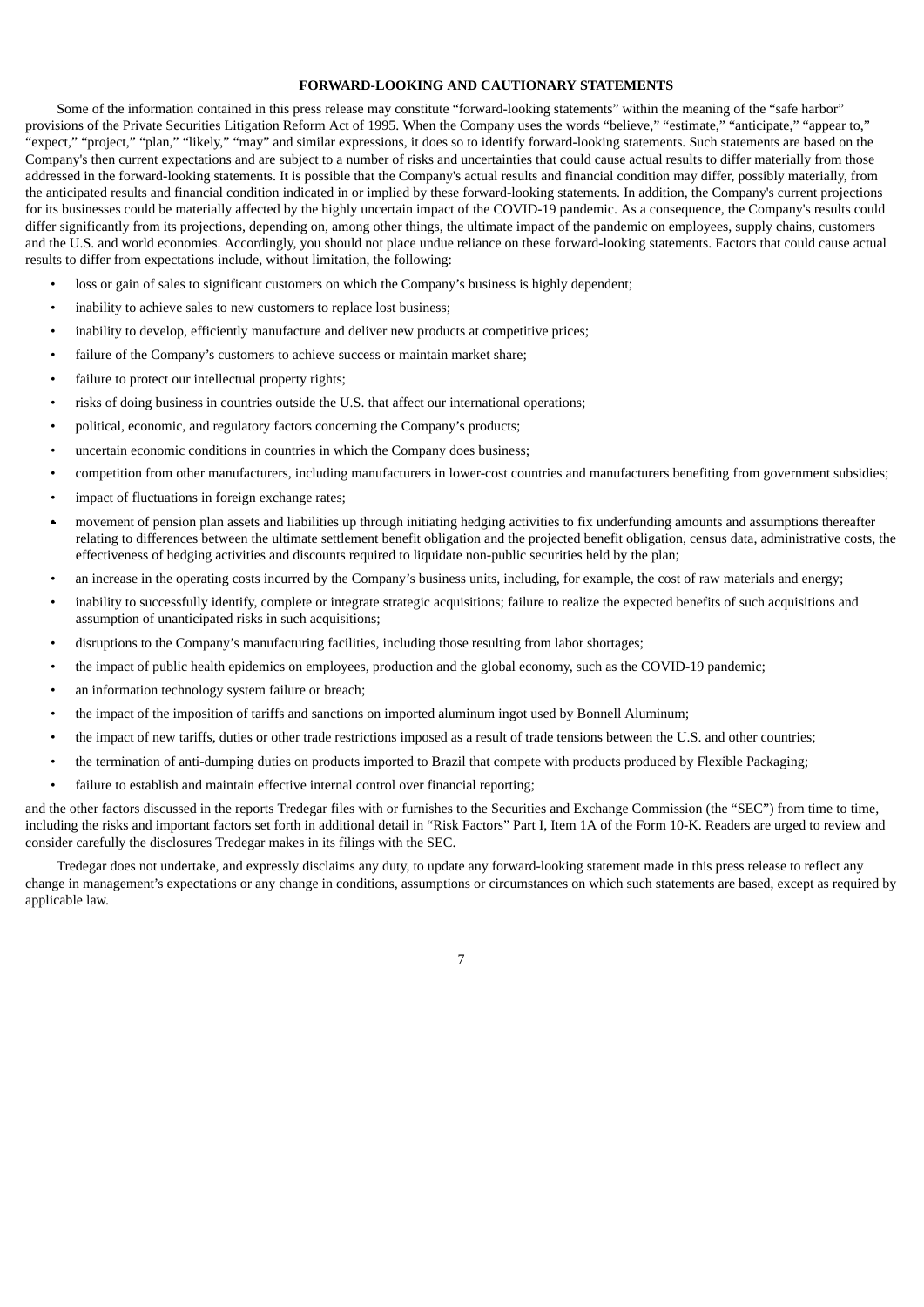## FORWARD-LOOKING AND CAUTIONARY STATEMENTS

Some of the information contained in this press release may constitute "forward-looking statements" within the meaning of the "safe harbor" provisions of the Private Securities Litigation Reform Act of 1995. When the Company uses the words "believe," "estimate," "anticipate," "appear to," "expect," "project," "plan," "likely," "may" and similar expressions, it does so to identify forward-looking statements. Such statements are based on the Company's then current expectations and are subject to a number of risks and uncertainties that could cause actual results to differ materially from those addressed in the forward-looking statements. It is possible that the Company's actual results and financial condition may differ, possibly materially, from the anticipated results and financial condition indicated in or implied by these forward-looking statements. In addition, the Company's current projections for its businesses could be materially affected by the highly uncertain impact of the COVID-19 pandemic. As a consequence, the Company's results could differ significantly from its projections, depending on, among other things, the ultimate impact of the pandemic on employees, supply chains, customers and the U.S. and world economies. Accordingly, you should not place undue reliance on these forward-looking statements. Factors that could cause actual results to differ from expectations include, without limitation, the following:

- loss or gain of sales to significant customers on which the Company's business is highly dependent;
- inability to achieve sales to new customers to replace lost business;
- inability to develop, efficiently manufacture and deliver new products at competitive prices;
- failure of the Company's customers to achieve success or maintain market share;
- failure to protect our intellectual property rights;
- risks of doing business in countries outside the U.S. that affect our international operations;
- political, economic, and regulatory factors concerning the Company's products;
- uncertain economic conditions in countries in which the Company does business;
- competition from other manufacturers, including manufacturers in lower-cost countries and manufacturers benefiting from government subsidies;
- impact of fluctuations in foreign exchange rates;
- movement of pension plan assets and liabilities up through initiating hedging activities to fix underfunding amounts and assumptions thereafter relating to differences between the ultimate settlement benefit obligation and the projected benefit obligation, census data, administrative costs, the effectiveness of hedging activities and discounts required to liquidate non-public securities held by the plan;
- an increase in the operating costs incurred by the Company's business units, including, for example, the cost of raw materials and energy;
- inability to successfully identify, complete or integrate strategic acquisitions; failure to realize the expected benefits of such acquisitions and assumption of unanticipated risks in such acquisitions;
- disruptions to the Company's manufacturing facilities, including those resulting from labor shortages;
- the impact of public health epidemics on employees, production and the global economy, such as the COVID-19 pandemic;
- an information technology system failure or breach;
- the impact of the imposition of tariffs and sanctions on imported aluminum ingot used by Bonnell Aluminum;
- the impact of new tariffs, duties or other trade restrictions imposed as a result of trade tensions between the U.S. and other countries;
- the termination of anti-dumping duties on products imported to Brazil that compete with products produced by Flexible Packaging;
- failure to establish and maintain effective internal control over financial reporting;

and the other factors discussed in the reports Tredegar files with or furnishes to the Securities and Exchange Commission (the "SEC") from time to time, including the risks and important factors set forth in additional detail in "Risk Factors" Part I, Item 1A of the Form 10-K. Readers are urged to review and consider carefully the disclosures Tredegar makes in its filings with the SEC.

Tredegar does not undertake, and expressly disclaims any duty, to update any forward-looking statement made in this press release to reflect any change in management's expectations or any change in conditions, assumptions or circumstances on which such statements are based, except as required by applicable law.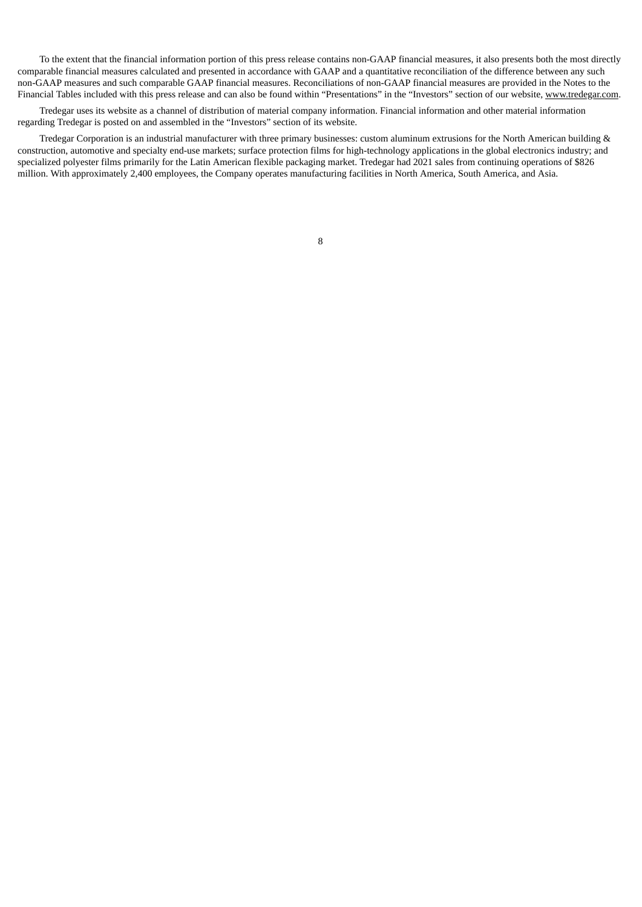To the extent that the financial information portion of this press release contains non-GAAP financial measures, it also presents both the most directly comparable financial measures calculated and presented in accordance with GAAP and a quantitative reconciliation of the difference between any such non-GAAP measures and such comparable GAAP financial measures. Reconciliations of non-GAAP financial measures are provided in the Notes to the Financial Tables included with this press release and can also be found within "Presentations" in the "Investors" section of our website, www.tredegar.com.

Tredegar uses its website as a channel of distribution of material company information. Financial information and other material information regarding Tredegar is posted on and assembled in the "Investors" section of its website.

Tredegar Corporation is an industrial manufacturer with three primary businesses: custom aluminum extrusions for the North American building & construction, automotive and specialty end-use markets; surface protection films for high-technology applications in the global electronics industry; and specialized polyester films primarily for the Latin American flexible packaging market. Tredegar had 2021 sales from continuing operations of $826 million. With approximately 2,400 employees, the Company operates manufacturing facilities in North America, South America, and Asia.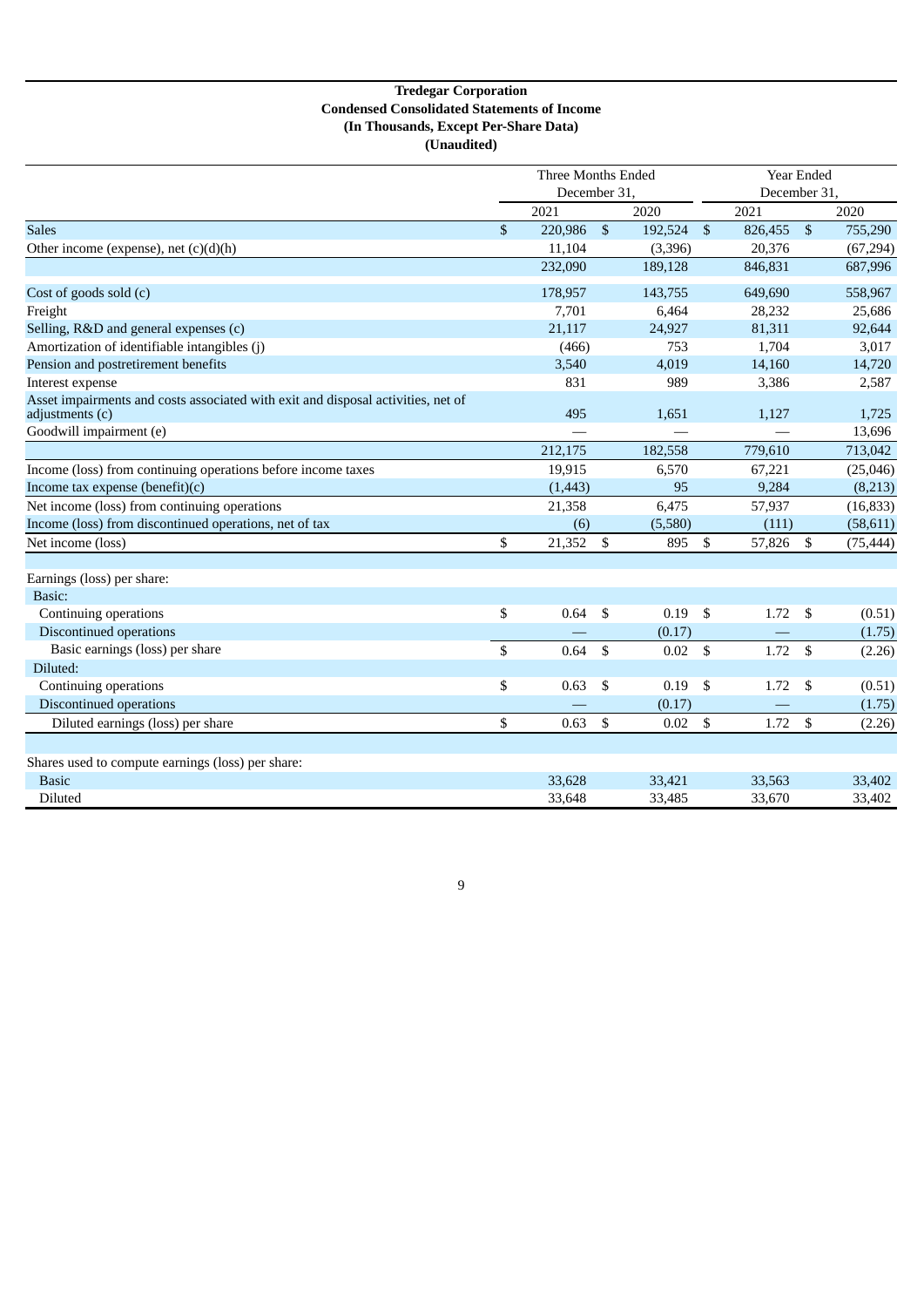**Tredegar Corporation**
**Condensed Consolidated Statements of Income**
**(In Thousands, Except Per-Share Data)**
**(Unaudited)**

| | Three Months Ended December 31, | | Year Ended December 31, | |
|---|---|---|---|---|
| | 2021 | 2020 | 2021 | 2020 |
| Sales | $ 220,986 | $ 192,524 | $ 826,455 | $ 755,290 |
| Other income (expense), net (c)(d)(h) | 11,104 | (3,396) | 20,376 | (67,294) |
| | 232,090 | 189,128 | 846,831 | 687,996 |
| Cost of goods sold (c) | 178,957 | 143,755 | 649,690 | 558,967 |
| Freight | 7,701 | 6,464 | 28,232 | 25,686 |
| Selling, R&D and general expenses (c) | 21,117 | 24,927 | 81,311 | 92,644 |
| Amortization of identifiable intangibles (j) | (466) | 753 | 1,704 | 3,017 |
| Pension and postretirement benefits | 3,540 | 4,019 | 14,160 | 14,720 |
| Interest expense | 831 | 989 | 3,386 | 2,587 |
| Asset impairments and costs associated with exit and disposal activities, net of adjustments (c) | 495 | 1,651 | 1,127 | 1,725 |
| Goodwill impairment (e) | — | — | — | 13,696 |
| | 212,175 | 182,558 | 779,610 | 713,042 |
| Income (loss) from continuing operations before income taxes | 19,915 | 6,570 | 67,221 | (25,046) |
| Income tax expense (benefit)(c) | (1,443) | 95 | 9,284 | (8,213) |
| Net income (loss) from continuing operations | 21,358 | 6,475 | 57,937 | (16,833) |
| Income (loss) from discontinued operations, net of tax | (6) | (5,580) | (111) | (58,611) |
| Net income (loss) | $ 21,352 | $ 895 | $ 57,826 | $ (75,444) |
| | | | | |
| Earnings (loss) per share: | | | | |
| Basic: | | | | |
| Continuing operations | $ 0.64 | $ 0.19 | $ 1.72 | $ (0.51) |
| Discontinued operations | — | (0.17) | — | (1.75) |
| Basic earnings (loss) per share | $ 0.64 | $ 0.02 | $ 1.72 | $ (2.26) |
| Diluted: | | | | |
| Continuing operations | $ 0.63 | $ 0.19 | $ 1.72 | $ (0.51) |
| Discontinued operations | — | (0.17) | — | (1.75) |
| Diluted earnings (loss) per share | $ 0.63 | $ 0.02 | $ 1.72 | $ (2.26) |
| | | | | |
| Shares used to compute earnings (loss) per share: | | | | |
| Basic | 33,628 | 33,421 | 33,563 | 33,402 |
| Diluted | 33,648 | 33,485 | 33,670 | 33,402 |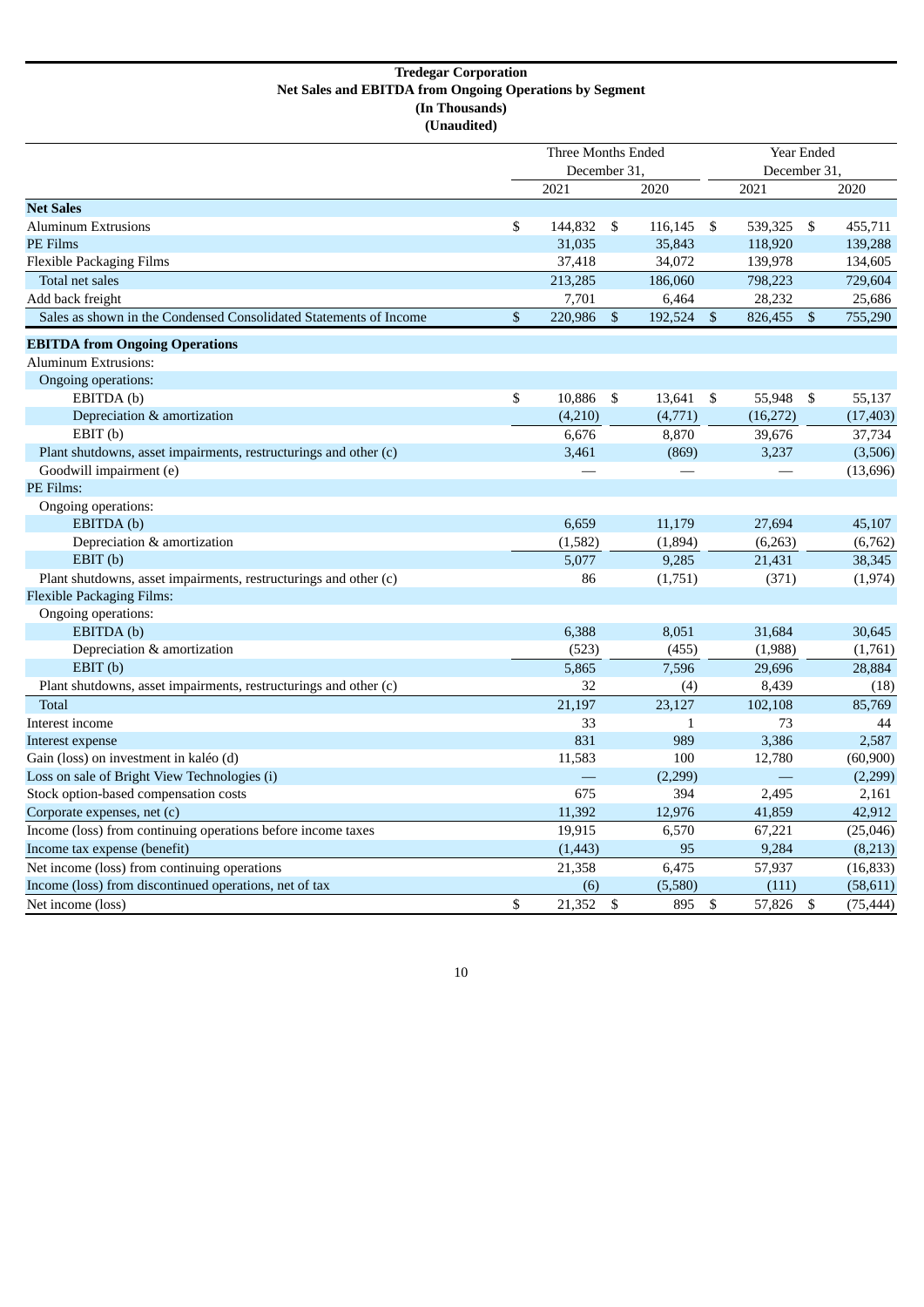**Tredegar Corporation**
**Net Sales and EBITDA from Ongoing Operations by Segment**
**(In Thousands)**
**(Unaudited)**

| | Three Months Ended December 31, | | Year Ended December 31, | |
|---|---|---|---|---|
| | 2021 | 2020 | 2021 | 2020 |
| **Net Sales** | | | | |
| Aluminum Extrusions | $ 144,832 | $ 116,145 | $ 539,325 | $ 455,711 |
| PE Films | 31,035 | 35,843 | 118,920 | 139,288 |
| Flexible Packaging Films | 37,418 | 34,072 | 139,978 | 134,605 |
| Total net sales | 213,285 | 186,060 | 798,223 | 729,604 |
| Add back freight | 7,701 | 6,464 | 28,232 | 25,686 |
| Sales as shown in the Condensed Consolidated Statements of Income | $ 220,986 | $ 192,524 | $ 826,455 | $ 755,290 |
| **EBITDA from Ongoing Operations** | | | | |
| Aluminum Extrusions: | | | | |
| Ongoing operations: | | | | |
| EBITDA (b) | $ 10,886 | $ 13,641 | $ 55,948 | $ 55,137 |
| Depreciation & amortization | (4,210) | (4,771) | (16,272) | (17,403) |
| EBIT (b) | 6,676 | 8,870 | 39,676 | 37,734 |
| Plant shutdowns, asset impairments, restructurings and other (c) | 3,461 | (869) | 3,237 | (3,506) |
| Goodwill impairment (e) | — | — | — | (13,696) |
| PE Films: | | | | |
| Ongoing operations: | | | | |
| EBITDA (b) | 6,659 | 11,179 | 27,694 | 45,107 |
| Depreciation & amortization | (1,582) | (1,894) | (6,263) | (6,762) |
| EBIT (b) | 5,077 | 9,285 | 21,431 | 38,345 |
| Plant shutdowns, asset impairments, restructurings and other (c) | 86 | (1,751) | (371) | (1,974) |
| Flexible Packaging Films: | | | | |
| Ongoing operations: | | | | |
| EBITDA (b) | 6,388 | 8,051 | 31,684 | 30,645 |
| Depreciation & amortization | (523) | (455) | (1,988) | (1,761) |
| EBIT (b) | 5,865 | 7,596 | 29,696 | 28,884 |
| Plant shutdowns, asset impairments, restructurings and other (c) | 32 | (4) | 8,439 | (18) |
| Total | 21,197 | 23,127 | 102,108 | 85,769 |
| Interest income | 33 | 1 | 73 | 44 |
| Interest expense | 831 | 989 | 3,386 | 2,587 |
| Gain (loss) on investment in kaléo (d) | 11,583 | 100 | 12,780 | (60,900) |
| Loss on sale of Bright View Technologies (i) | — | (2,299) | — | (2,299) |
| Stock option-based compensation costs | 675 | 394 | 2,495 | 2,161 |
| Corporate expenses, net (c) | 11,392 | 12,976 | 41,859 | 42,912 |
| Income (loss) from continuing operations before income taxes | 19,915 | 6,570 | 67,221 | (25,046) |
| Income tax expense (benefit) | (1,443) | 95 | 9,284 | (8,213) |
| Net income (loss) from continuing operations | 21,358 | 6,475 | 57,937 | (16,833) |
| Income (loss) from discontinued operations, net of tax | (6) | (5,580) | (111) | (58,611) |
| Net income (loss) | $ 21,352 | $ 895 | $ 57,826 | $ (75,444) |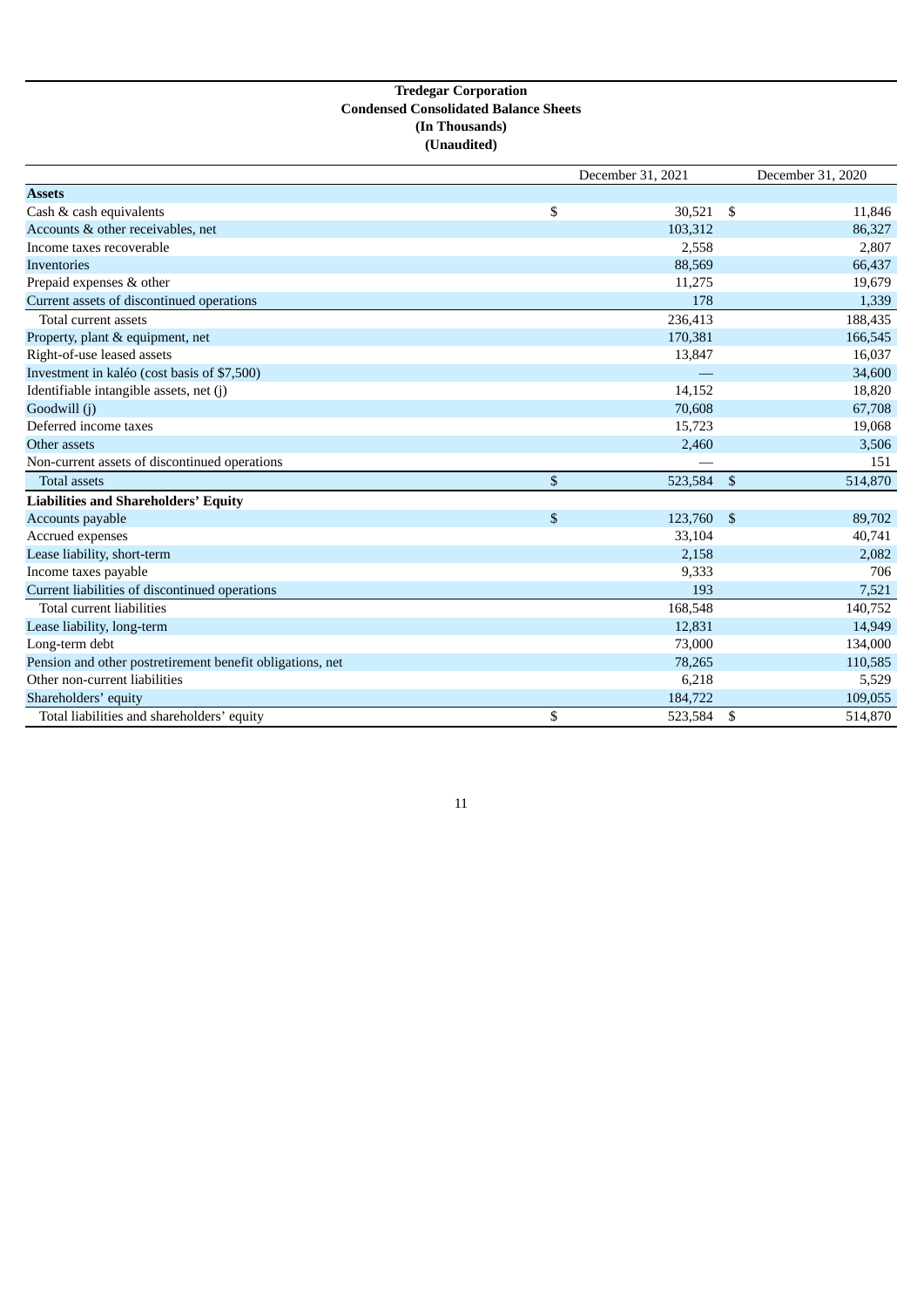**Tredegar Corporation**
**Condensed Consolidated Balance Sheets**
**(In Thousands)**
**(Unaudited)**

| | December 31, 2021 | December 31, 2020 |
|---|---|---|
| **Assets** | | |
| Cash & cash equivalents | $ 30,521 | $ 11,846 |
| Accounts & other receivables, net | 103,312 | 86,327 |
| Income taxes recoverable | 2,558 | 2,807 |
| Inventories | 88,569 | 66,437 |
| Prepaid expenses & other | 11,275 | 19,679 |
| Current assets of discontinued operations | 178 | 1,339 |
| Total current assets | 236,413 | 188,435 |
| Property, plant & equipment, net | 170,381 | 166,545 |
| Right-of-use leased assets | 13,847 | 16,037 |
| Investment in kaléo (cost basis of $7,500) | — | 34,600 |
| Identifiable intangible assets, net (j) | 14,152 | 18,820 |
| Goodwill (j) | 70,608 | 67,708 |
| Deferred income taxes | 15,723 | 19,068 |
| Other assets | 2,460 | 3,506 |
| Non-current assets of discontinued operations | — | 151 |
| Total assets | $ 523,584 | $ 514,870 |
| **Liabilities and Shareholders' Equity** | | |
| Accounts payable | $ 123,760 | $ 89,702 |
| Accrued expenses | 33,104 | 40,741 |
| Lease liability, short-term | 2,158 | 2,082 |
| Income taxes payable | 9,333 | 706 |
| Current liabilities of discontinued operations | 193 | 7,521 |
| Total current liabilities | 168,548 | 140,752 |
| Lease liability, long-term | 12,831 | 14,949 |
| Long-term debt | 73,000 | 134,000 |
| Pension and other postretirement benefit obligations, net | 78,265 | 110,585 |
| Other non-current liabilities | 6,218 | 5,529 |
| Shareholders' equity | 184,722 | 109,055 |
| Total liabilities and shareholders' equity | $ 523,584 | $ 514,870 |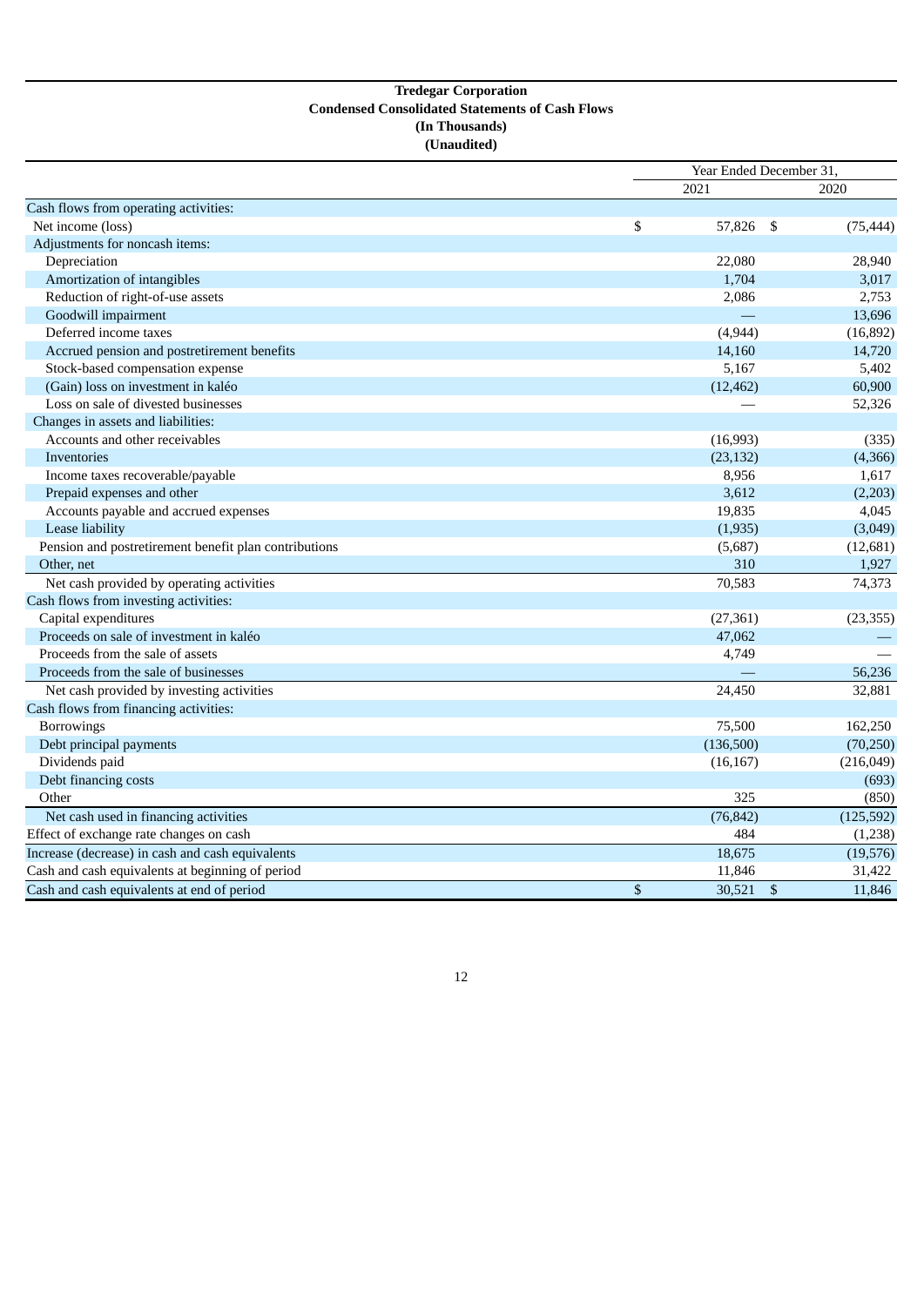**Tredegar Corporation**
**Condensed Consolidated Statements of Cash Flows**
**(In Thousands)**
**(Unaudited)**

| | Year Ended December 31, | |
|---|---|---|
| | 2021 | 2020 |
| Cash flows from operating activities: | | |
| Net income (loss) | $ 57,826 | $ (75,444) |
| Adjustments for noncash items: | | |
| Depreciation | 22,080 | 28,940 |
| Amortization of intangibles | 1,704 | 3,017 |
| Reduction of right-of-use assets | 2,086 | 2,753 |
| Goodwill impairment | — | 13,696 |
| Deferred income taxes | (4,944) | (16,892) |
| Accrued pension and postretirement benefits | 14,160 | 14,720 |
| Stock-based compensation expense | 5,167 | 5,402 |
| (Gain) loss on investment in kaléo | (12,462) | 60,900 |
| Loss on sale of divested businesses | — | 52,326 |
| Changes in assets and liabilities: | | |
| Accounts and other receivables | (16,993) | (335) |
| Inventories | (23,132) | (4,366) |
| Income taxes recoverable/payable | 8,956 | 1,617 |
| Prepaid expenses and other | 3,612 | (2,203) |
| Accounts payable and accrued expenses | 19,835 | 4,045 |
| Lease liability | (1,935) | (3,049) |
| Pension and postretirement benefit plan contributions | (5,687) | (12,681) |
| Other, net | 310 | 1,927 |
| Net cash provided by operating activities | 70,583 | 74,373 |
| Cash flows from investing activities: | | |
| Capital expenditures | (27,361) | (23,355) |
| Proceeds on sale of investment in kaléo | 47,062 | — |
| Proceeds from the sale of assets | 4,749 | — |
| Proceeds from the sale of businesses | — | 56,236 |
| Net cash provided by investing activities | 24,450 | 32,881 |
| Cash flows from financing activities: | | |
| Borrowings | 75,500 | 162,250 |
| Debt principal payments | (136,500) | (70,250) |
| Dividends paid | (16,167) | (216,049) |
| Debt financing costs | | (693) |
| Other | 325 | (850) |
| Net cash used in financing activities | (76,842) | (125,592) |
| Effect of exchange rate changes on cash | 484 | (1,238) |
| Increase (decrease) in cash and cash equivalents | 18,675 | (19,576) |
| Cash and cash equivalents at beginning of period | 11,846 | 31,422 |
| Cash and cash equivalents at end of period | $ 30,521 | $ 11,846 |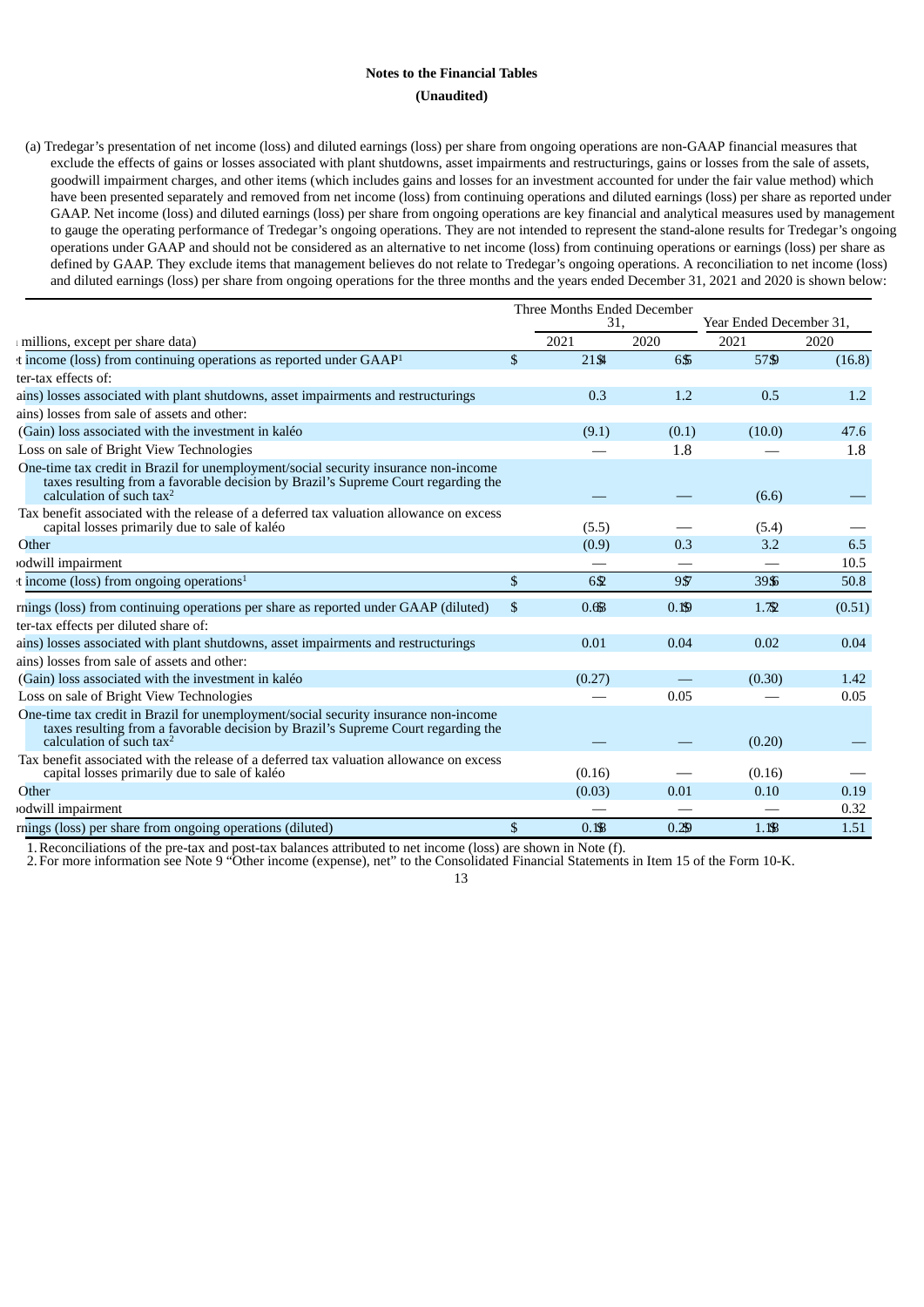**Notes to the Financial Tables**

**(Unaudited)**

(a) Tredegar's presentation of net income (loss) and diluted earnings (loss) per share from ongoing operations are non-GAAP financial measures that exclude the effects of gains or losses associated with plant shutdowns, asset impairments and restructurings, gains or losses from the sale of assets, goodwill impairment charges, and other items (which includes gains and losses for an investment accounted for under the fair value method) which have been presented separately and removed from net income (loss) from continuing operations and diluted earnings (loss) per share as reported under GAAP. Net income (loss) and diluted earnings (loss) per share from ongoing operations are key financial and analytical measures used by management to gauge the operating performance of Tredegar's ongoing operations. They are not intended to represent the stand-alone results for Tredegar's ongoing operations under GAAP and should not be considered as an alternative to net income (loss) from continuing operations or earnings (loss) per share as defined by GAAP. They exclude items that management believes do not relate to Tredegar's ongoing operations. A reconciliation to net income (loss) and diluted earnings (loss) per share from ongoing operations for the three months and the years ended December 31, 2021 and 2020 is shown below:

| | | Three Months Ended December 31, | | Year Ended December 31, | |
|---|---|---|---|---|---|
| (In millions, except per share data) | | 2021 | 2020 | 2021 | 2020 |
| Net income (loss) from continuing operations as reported under GAAP[1] | $ | 21.4 | 6.5 | 57.9 | (16.8) |
| After-tax effects of: | | | | | |
| (Gains) losses associated with plant shutdowns, asset impairments and restructurings | | 0.3 | 1.2 | 0.5 | 1.2 |
| (Gains) losses from sale of assets and other: | | | | | |
| (Gain) loss associated with the investment in kaléo | | (9.1) | (0.1) | (10.0) | 47.6 |
| Loss on sale of Bright View Technologies | | — | 1.8 | — | 1.8 |
| One-time tax credit in Brazil for unemployment/social security insurance non-income taxes resulting from a favorable decision by Brazil's Supreme Court regarding the calculation of such tax[2] | | — | — | (6.6) | — |
| Tax benefit associated with the release of a deferred tax valuation allowance on excess capital losses primarily due to sale of kaléo | | (5.5) | — | (5.4) | — |
| Other | | (0.9) | 0.3 | 3.2 | 6.5 |
| Goodwill impairment | | — | — | — | 10.5 |
| Net income (loss) from ongoing operations[1] | $ | 6.2 | 9.7 | 39.6 | 50.8 |
| Earnings (loss) from continuing operations per share as reported under GAAP (diluted) | $ | 0.63 | 0.19 | 1.72 | (0.51) |
| After-tax effects per diluted share of: | | | | | |
| (Gains) losses associated with plant shutdowns, asset impairments and restructurings | | 0.01 | 0.04 | 0.02 | 0.04 |
| (Gains) losses from sale of assets and other: | | | | | |
| (Gain) loss associated with the investment in kaléo | | (0.27) | — | (0.30) | 1.42 |
| Loss on sale of Bright View Technologies | | — | 0.05 | — | 0.05 |
| One-time tax credit in Brazil for unemployment/social security insurance non-income taxes resulting from a favorable decision by Brazil's Supreme Court regarding the calculation of such tax[2] | | — | — | (0.20) | — |
| Tax benefit associated with the release of a deferred tax valuation allowance on excess capital losses primarily due to sale of kaléo | | (0.16) | — | (0.16) | — |
| Other | | (0.03) | 0.01 | 0.10 | 0.19 |
| Goodwill impairment | | — | — | — | 0.32 |
| Earnings (loss) per share from ongoing operations (diluted) | $ | 0.18 | 0.29 | 1.18 | 1.51 |

1. Reconciliations of the pre-tax and post-tax balances attributed to net income (loss) are shown in Note (f).
2. For more information see Note 9 "Other income (expense), net" to the Consolidated Financial Statements in Item 15 of the Form 10-K.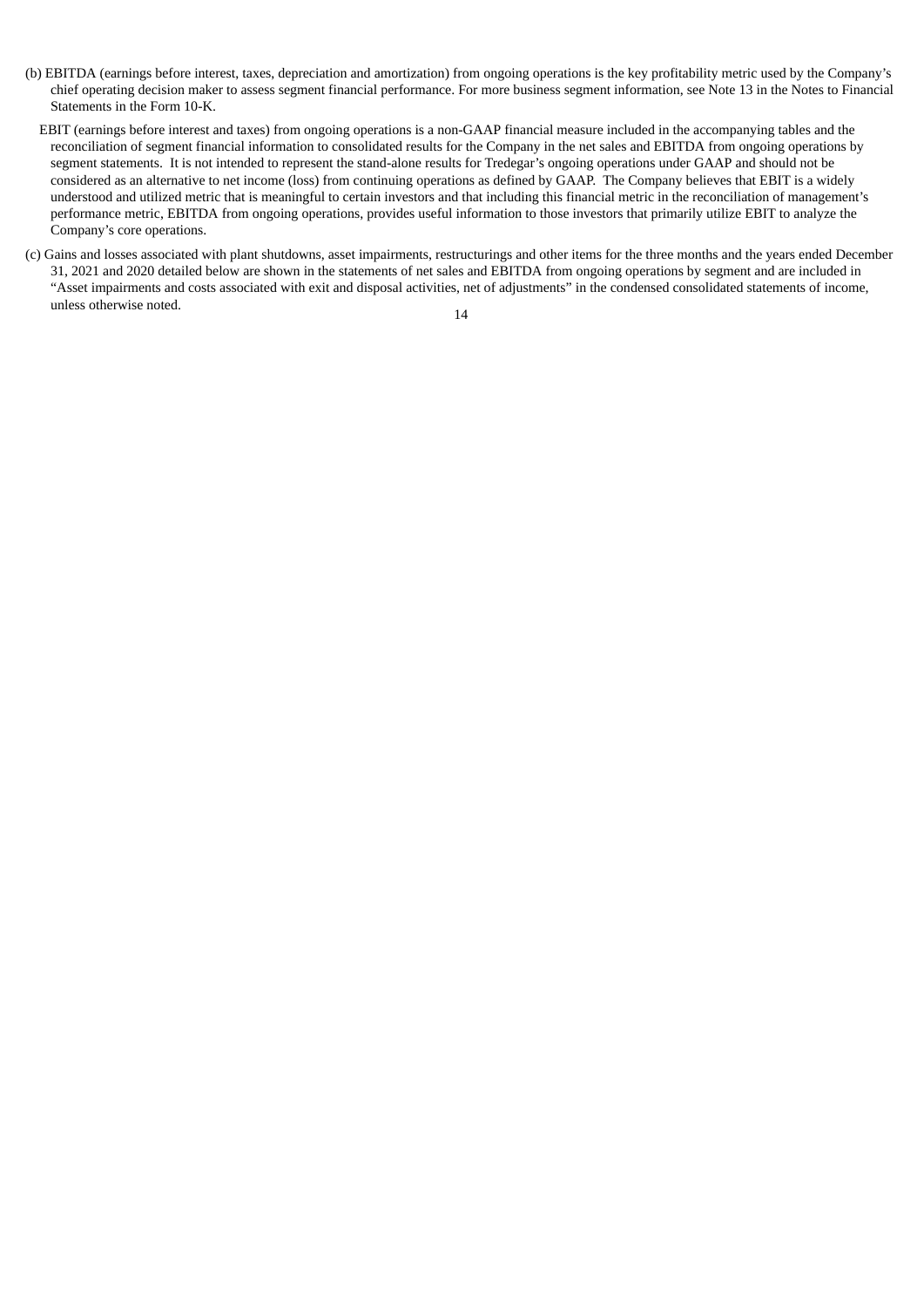(b) EBITDA (earnings before interest, taxes, depreciation and amortization) from ongoing operations is the key profitability metric used by the Company's chief operating decision maker to assess segment financial performance. For more business segment information, see Note 13 in the Notes to Financial Statements in the Form 10-K.

EBIT (earnings before interest and taxes) from ongoing operations is a non-GAAP financial measure included in the accompanying tables and the reconciliation of segment financial information to consolidated results for the Company in the net sales and EBITDA from ongoing operations by segment statements. It is not intended to represent the stand-alone results for Tredegar's ongoing operations under GAAP and should not be considered as an alternative to net income (loss) from continuing operations as defined by GAAP. The Company believes that EBIT is a widely understood and utilized metric that is meaningful to certain investors and that including this financial metric in the reconciliation of management's performance metric, EBITDA from ongoing operations, provides useful information to those investors that primarily utilize EBIT to analyze the Company's core operations.

(c) Gains and losses associated with plant shutdowns, asset impairments, restructurings and other items for the three months and the years ended December 31, 2021 and 2020 detailed below are shown in the statements of net sales and EBITDA from ongoing operations by segment and are included in "Asset impairments and costs associated with exit and disposal activities, net of adjustments" in the condensed consolidated statements of income, unless otherwise noted.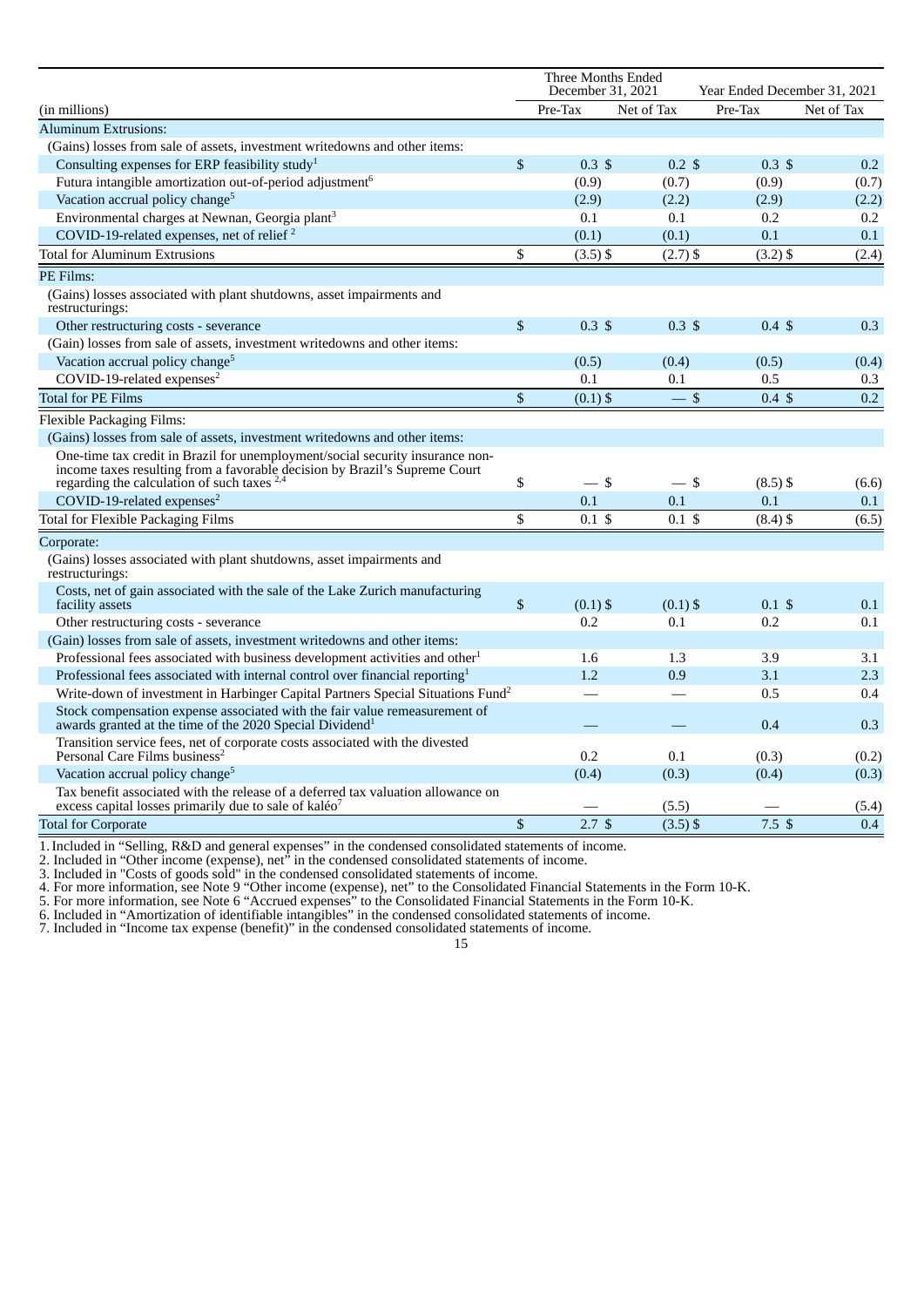| (in millions) | Three Months Ended December 31, 2021 Pre-Tax | Three Months Ended December 31, 2021 Net of Tax | Year Ended December 31, 2021 Pre-Tax | Year Ended December 31, 2021 Net of Tax |
|---|---|---|---|---|
| Aluminum Extrusions: | | | | |
| (Gains) losses from sale of assets, investment writedowns and other items: | | | | |
| Consulting expenses for ERP feasibility study[1] | $ 0.3 | $ 0.2 | $ 0.3 | $ 0.2 |
| Futura intangible amortization out-of-period adjustment[6] | (0.9) | (0.7) | (0.9) | (0.7) |
| Vacation accrual policy change[5] | (2.9) | (2.2) | (2.9) | (2.2) |
| Environmental charges at Newnan, Georgia plant[3] | 0.1 | 0.1 | 0.2 | 0.2 |
| COVID-19-related expenses, net of relief [2] | (0.1) | (0.1) | 0.1 | 0.1 |
| Total for Aluminum Extrusions | $ (3.5) | $ (2.7) | $ (3.2) | $ (2.4) |
| PE Films: | | | | |
| (Gains) losses associated with plant shutdowns, asset impairments and restructurings: | | | | |
| Other restructuring costs - severance | $ 0.3 | $ 0.3 | $ 0.4 | $ 0.3 |
| (Gain) losses from sale of assets, investment writedowns and other items: | | | | |
| Vacation accrual policy change[5] | (0.5) | (0.4) | (0.5) | (0.4) |
| COVID-19-related expenses[2] | 0.1 | 0.1 | 0.5 | 0.3 |
| Total for PE Films | $ (0.1) | $ — | $ 0.4 | $ 0.2 |
| Flexible Packaging Films: | | | | |
| (Gains) losses from sale of assets, investment writedowns and other items: | | | | |
| One-time tax credit in Brazil for unemployment/social security insurance non-income taxes resulting from a favorable decision by Brazil's Supreme Court regarding the calculation of such taxes [2,4] | $ — | $ — | $ (8.5) | $ (6.6) |
| COVID-19-related expenses[2] | 0.1 | 0.1 | 0.1 | 0.1 |
| Total for Flexible Packaging Films | $ 0.1 | $ 0.1 | $ (8.4) | $ (6.5) |
| Corporate: | | | | |
| (Gains) losses associated with plant shutdowns, asset impairments and restructurings: | | | | |
| Costs, net of gain associated with the sale of the Lake Zurich manufacturing facility assets | $ (0.1) | $ (0.1) | $ 0.1 | $ 0.1 |
| Other restructuring costs - severance | 0.2 | 0.1 | 0.2 | 0.1 |
| (Gain) losses from sale of assets, investment writedowns and other items: | | | | |
| Professional fees associated with business development activities and other[1] | 1.6 | 1.3 | 3.9 | 3.1 |
| Professional fees associated with internal control over financial reporting[1] | 1.2 | 0.9 | 3.1 | 2.3 |
| Write-down of investment in Harbinger Capital Partners Special Situations Fund[2] | — | — | 0.5 | 0.4 |
| Stock compensation expense associated with the fair value remeasurement of awards granted at the time of the 2020 Special Dividend[1] | — | — | 0.4 | 0.3 |
| Transition service fees, net of corporate costs associated with the divested Personal Care Films business[2] | 0.2 | 0.1 | (0.3) | (0.2) |
| Vacation accrual policy change[5] | (0.4) | (0.3) | (0.4) | (0.3) |
| Tax benefit associated with the release of a deferred tax valuation allowance on excess capital losses primarily due to sale of kaléo[7] | — | (5.5) | — | (5.4) |
| Total for Corporate | $ 2.7 | $ (3.5) | $ 7.5 | $ 0.4 |

1. Included in "Selling, R&D and general expenses" in the condensed consolidated statements of income.
2. Included in "Other income (expense), net" in the condensed consolidated statements of income.
3. Included in "Costs of goods sold" in the condensed consolidated statements of income.
4. For more information, see Note 9 "Other income (expense), net" to the Consolidated Financial Statements in the Form 10-K.
5. For more information, see Note 6 "Accrued expenses" to the Consolidated Financial Statements in the Form 10-K.
6. Included in "Amortization of identifiable intangibles" in the condensed consolidated statements of income.
7. Included in "Income tax expense (benefit)" in the condensed consolidated statements of income.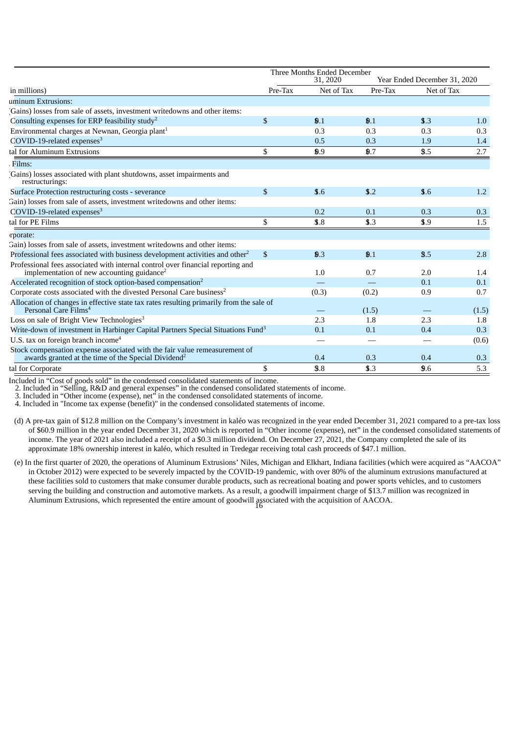| (in millions) | Three Months Ended December 31, 2020 | | Year Ended December 31, 2020 | |
|---|---|---|---|---|
| | Pre-Tax | Net of Tax | Pre-Tax | Net of Tax |
| **Aluminum Extrusions:** | | | | |
| (Gains) losses from sale of assets, investment writedowns and other items: | | | | |
| Consulting expenses for ERP feasibility study[2] | $ 0.1 | $ 0.1 | $ 1.3 | $ 1.0 |
| Environmental charges at Newnan, Georgia plant[1] | 0.3 | 0.3 | 0.3 | 0.3 |
| COVID-19-related expenses[3] | 0.5 | 0.3 | 1.9 | 1.4 |
| Total for Aluminum Extrusions | $ 0.9 | $ 0.7 | $ 3.5 | $ 2.7 |
| **PE Films:** | | | | |
| (Gains) losses associated with plant shutdowns, asset impairments and restructurings: | | | | |
| Surface Protection restructuring costs - severance | $ 1.6 | $ 1.2 | $ 1.6 | $ 1.2 |
| (Gain) losses from sale of assets, investment writedowns and other items: | | | | |
| COVID-19-related expenses[3] | 0.2 | 0.1 | 0.3 | 0.3 |
| Total for PE Films | $ 1.8 | $ 1.3 | $ 1.9 | $ 1.5 |
| **Corporate:** | | | | |
| (Gain) losses from sale of assets, investment writedowns and other items: | | | | |
| Professional fees associated with business development activities and other[2] | $ 0.3 | $ 0.1 | $ 3.5 | $ 2.8 |
| Professional fees associated with internal control over financial reporting and implementation of new accounting guidance[2] | 1.0 | 0.7 | 2.0 | 1.4 |
| Accelerated recognition of stock option-based compensation[2] | — | — | 0.1 | 0.1 |
| Corporate costs associated with the divested Personal Care business[2] | (0.3) | (0.2) | 0.9 | 0.7 |
| Allocation of changes in effective state tax rates resulting primarily from the sale of Personal Care Films[4] | — | (1.5) | — | (1.5) |
| Loss on sale of Bright View Technologies[3] | 2.3 | 1.8 | 2.3 | 1.8 |
| Write-down of investment in Harbinger Capital Partners Special Situations Fund[3] | 0.1 | 0.1 | 0.4 | 0.3 |
| U.S. tax on foreign branch income[4] | — | — | — | (0.6) |
| Stock compensation expense associated with the fair value remeasurement of awards granted at the time of the Special Dividend[2] | 0.4 | 0.3 | 0.4 | 0.3 |
| Total for Corporate | $ 3.8 | $ 3.3 | $ 9.6 | $ 5.3 |

1. Included in "Cost of goods sold" in the condensed consolidated statements of income.
2. Included in "Selling, R&D and general expenses" in the condensed consolidated statements of income.
3. Included in "Other income (expense), net" in the condensed consolidated statements of income.
4. Included in "Income tax expense (benefit)" in the condensed consolidated statements of income.

(d) A pre-tax gain of $12.8 million on the Company's investment in kaléo was recognized in the year ended December 31, 2021 compared to a pre-tax loss of $60.9 million in the year ended December 31, 2020 which is reported in "Other income (expense), net" in the condensed consolidated statements of income. The year of 2021 also included a receipt of a $0.3 million dividend. On December 27, 2021, the Company completed the sale of its approximate 18% ownership interest in kaléo, which resulted in Tredegar receiving total cash proceeds of $47.1 million.

(e) In the first quarter of 2020, the operations of Aluminum Extrusions' Niles, Michigan and Elkhart, Indiana facilities (which were acquired as "AACOA" in October 2012) were expected to be severely impacted by the COVID-19 pandemic, with over 80% of the aluminum extrusions manufactured at these facilities sold to customers that make consumer durable products, such as recreational boating and power sports vehicles, and to customers serving the building and construction and automotive markets. As a result, a goodwill impairment charge of $13.7 million was recognized in Aluminum Extrusions, which represented the entire amount of goodwill associated with the acquisition of AACOA.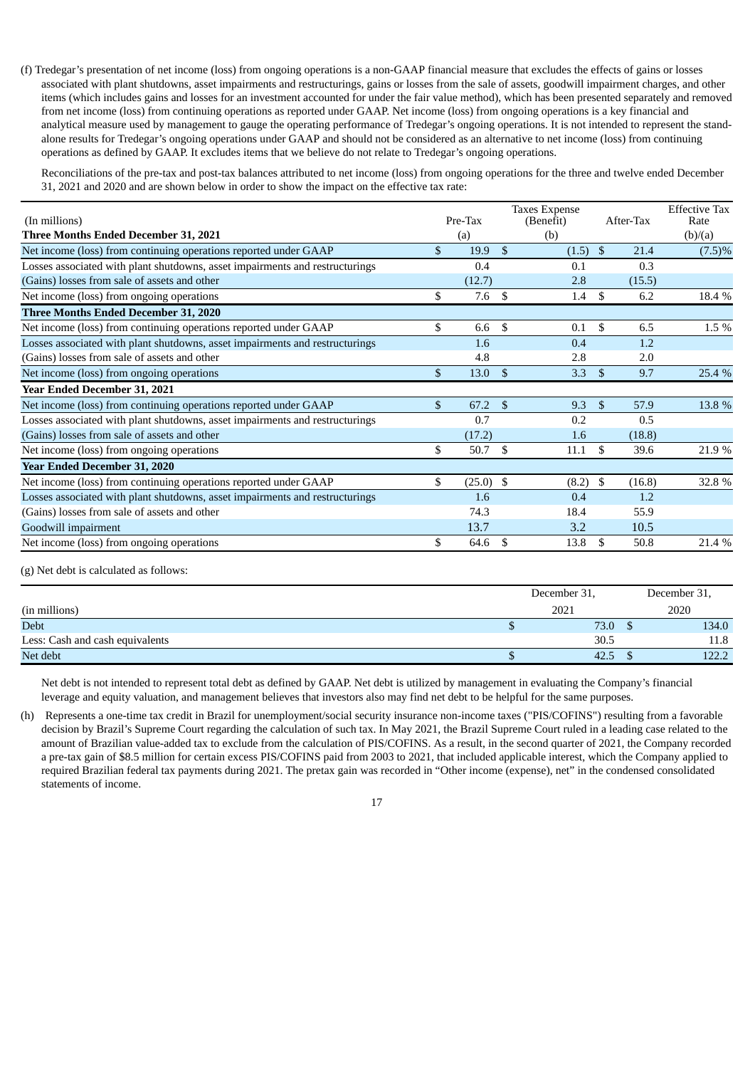(f) Tredegar's presentation of net income (loss) from ongoing operations is a non-GAAP financial measure that excludes the effects of gains or losses associated with plant shutdowns, asset impairments and restructurings, gains or losses from the sale of assets, goodwill impairment charges, and other items (which includes gains and losses for an investment accounted for under the fair value method), which has been presented separately and removed from net income (loss) from continuing operations as reported under GAAP. Net income (loss) from ongoing operations is a key financial and analytical measure used by management to gauge the operating performance of Tredegar's ongoing operations. It is not intended to represent the stand-alone results for Tredegar's ongoing operations under GAAP and should not be considered as an alternative to net income (loss) from continuing operations as defined by GAAP. It excludes items that we believe do not relate to Tredegar's ongoing operations.

Reconciliations of the pre-tax and post-tax balances attributed to net income (loss) from ongoing operations for the three and twelve ended December 31, 2021 and 2020 and are shown below in order to show the impact on the effective tax rate:

| (In millions) | Pre-Tax | Taxes Expense (Benefit) | After-Tax | Effective Tax Rate |
|---|---|---|---|---|
| **Three Months Ended December 31, 2021** | (a) | (b) | | (b)/(a) |
| Net income (loss) from continuing operations reported under GAAP | $ 19.9 | $ (1.5) | $ 21.4 | (7.5)% |
| Losses associated with plant shutdowns, asset impairments and restructurings | 0.4 | 0.1 | 0.3 | |
| (Gains) losses from sale of assets and other | (12.7) | 2.8 | (15.5) | |
| Net income (loss) from ongoing operations | $ 7.6 | $ 1.4 | $ 6.2 | 18.4 % |
| **Three Months Ended December 31, 2020** | | | | |
| Net income (loss) from continuing operations reported under GAAP | $ 6.6 | $ 0.1 | $ 6.5 | 1.5 % |
| Losses associated with plant shutdowns, asset impairments and restructurings | 1.6 | 0.4 | 1.2 | |
| (Gains) losses from sale of assets and other | 4.8 | 2.8 | 2.0 | |
| Net income (loss) from ongoing operations | $ 13.0 | $ 3.3 | $ 9.7 | 25.4 % |
| **Year Ended December 31, 2021** | | | | |
| Net income (loss) from continuing operations reported under GAAP | $ 67.2 | $ 9.3 | $ 57.9 | 13.8 % |
| Losses associated with plant shutdowns, asset impairments and restructurings | 0.7 | 0.2 | 0.5 | |
| (Gains) losses from sale of assets and other | (17.2) | 1.6 | (18.8) | |
| Net income (loss) from ongoing operations | $ 50.7 | $ 11.1 | $ 39.6 | 21.9 % |
| **Year Ended December 31, 2020** | | | | |
| Net income (loss) from continuing operations reported under GAAP | $ (25.0) | $ (8.2) | $ (16.8) | 32.8 % |
| Losses associated with plant shutdowns, asset impairments and restructurings | 1.6 | 0.4 | 1.2 | |
| (Gains) losses from sale of assets and other | 74.3 | 18.4 | 55.9 | |
| Goodwill impairment | 13.7 | 3.2 | 10.5 | |
| Net income (loss) from ongoing operations | $ 64.6 | $ 13.8 | $ 50.8 | 21.4 % |

(g) Net debt is calculated as follows:

| (in millions) | December 31, 2021 | December 31, 2020 |
|---|---|---|
| Debt | $ 73.0 | $ 134.0 |
| Less: Cash and cash equivalents | 30.5 | 11.8 |
| Net debt | $ 42.5 | $ 122.2 |

Net debt is not intended to represent total debt as defined by GAAP. Net debt is utilized by management in evaluating the Company's financial leverage and equity valuation, and management believes that investors also may find net debt to be helpful for the same purposes.

(h) Represents a one-time tax credit in Brazil for unemployment/social security insurance non-income taxes ("PIS/COFINS") resulting from a favorable decision by Brazil's Supreme Court regarding the calculation of such tax. In May 2021, the Brazil Supreme Court ruled in a leading case related to the amount of Brazilian value-added tax to exclude from the calculation of PIS/COFINS. As a result, in the second quarter of 2021, the Company recorded a pre-tax gain of $8.5 million for certain excess PIS/COFINS paid from 2003 to 2021, that included applicable interest, which the Company applied to required Brazilian federal tax payments during 2021. The pretax gain was recorded in "Other income (expense), net" in the condensed consolidated statements of income.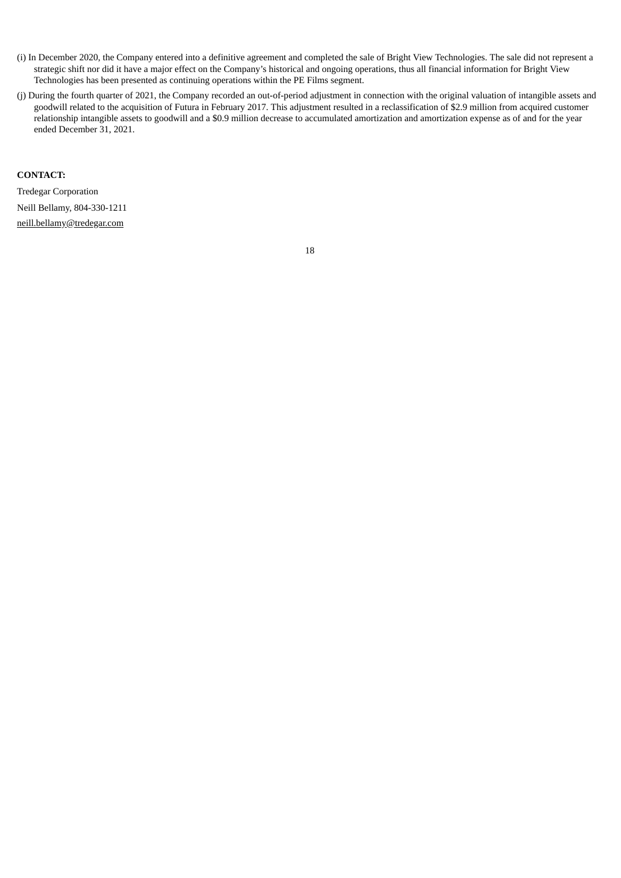(i) In December 2020, the Company entered into a definitive agreement and completed the sale of Bright View Technologies. The sale did not represent a strategic shift nor did it have a major effect on the Company's historical and ongoing operations, thus all financial information for Bright View Technologies has been presented as continuing operations within the PE Films segment.

(j) During the fourth quarter of 2021, the Company recorded an out-of-period adjustment in connection with the original valuation of intangible assets and goodwill related to the acquisition of Futura in February 2017. This adjustment resulted in a reclassification of $2.9 million from acquired customer relationship intangible assets to goodwill and a $0.9 million decrease to accumulated amortization and amortization expense as of and for the year ended December 31, 2021.

**CONTACT:**

Tredegar Corporation

Neill Bellamy, 804-330-1211

neill.bellamy@tredegar.com